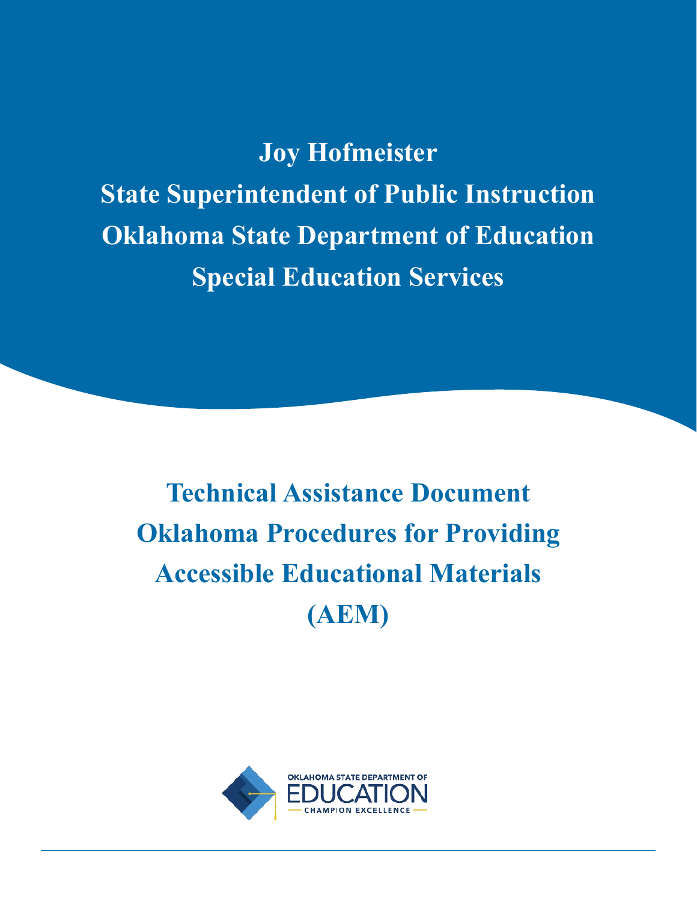**Joy Hofmeister**

**State Superintendent of Public Instruction**

**Oklahoma State Department of Education**

**Special Education Services**

# Technical Assistance Document Oklahoma Procedures for Providing Accessible Educational Materials (AEM)

OKLAHOMA STATE DEPARTMENT OF EDUCATION

CHAMPION EXCELLENCE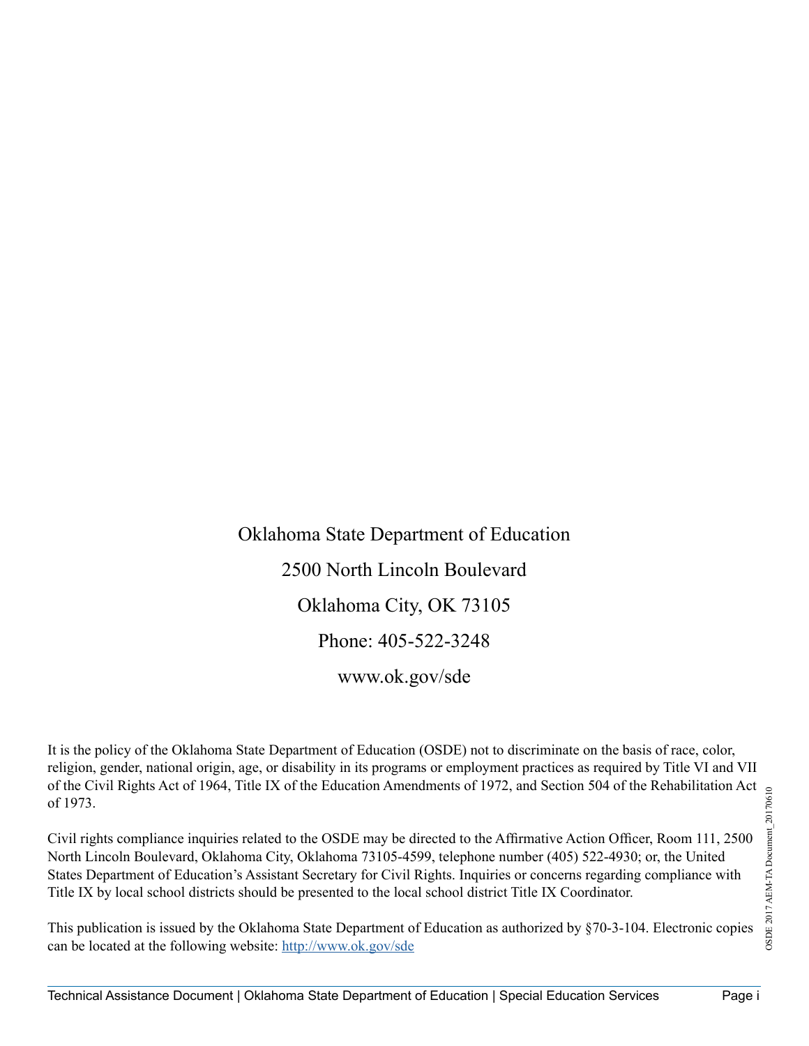Oklahoma State Department of Education

2500 North Lincoln Boulevard

Oklahoma City, OK 73105

Phone: 405-522-3248

www.ok.gov/sde

It is the policy of the Oklahoma State Department of Education (OSDE) not to discriminate on the basis of race, color, religion, gender, national origin, age, or disability in its programs or employment practices as required by Title VI and VII of the Civil Rights Act of 1964, Title IX of the Education Amendments of 1972, and Section 504 of the Rehabilitation Act of 1973.

Civil rights compliance inquiries related to the OSDE may be directed to the Affirmative Action Officer, Room 111, 2500 North Lincoln Boulevard, Oklahoma City, Oklahoma 73105-4599, telephone number (405) 522-4930; or, the United States Department of Education's Assistant Secretary for Civil Rights. Inquiries or concerns regarding compliance with Title IX by local school districts should be presented to the local school district Title IX Coordinator.

This publication is issued by the Oklahoma State Department of Education as authorized by §70-3-104. Electronic copies can be located at the following website: [http://www.ok.gov/sde](http://www.ok.gov/sde)

OSDE 2017 AEM-TA Document_20170610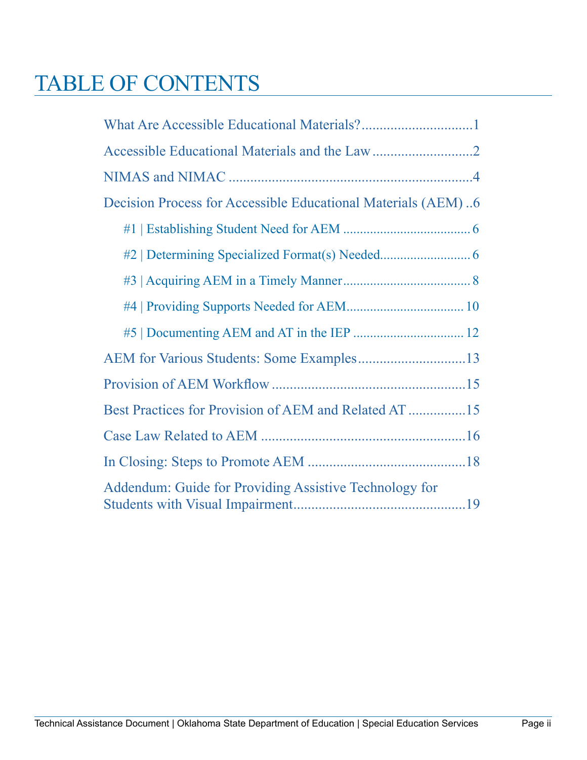# TABLE OF CONTENTS

What Are Accessible Educational Materials?...............................1

Accessible Educational Materials and the Law............................2

NIMAS and NIMAC ....................................................................4

Decision Process for Accessible Educational Materials (AEM) ..6

- #1 | Establishing Student Need for AEM ..................................... 6
- #2 | Determining Specialized Format(s) Needed.......................... 6
- #3 | Acquiring AEM in a Timely Manner..................................... 8
- #4 | Providing Supports Needed for AEM.................................. 10
- #5 | Documenting AEM and AT in the IEP ................................ 12

AEM for Various Students: Some Examples..............................13

Provision of AEM Workflow ......................................................15

Best Practices for Provision of AEM and Related AT ................15

Case Law Related to AEM .........................................................16

In Closing: Steps to Promote AEM ............................................18

Addendum: Guide for Providing Assistive Technology for Students with Visual Impairment................................................19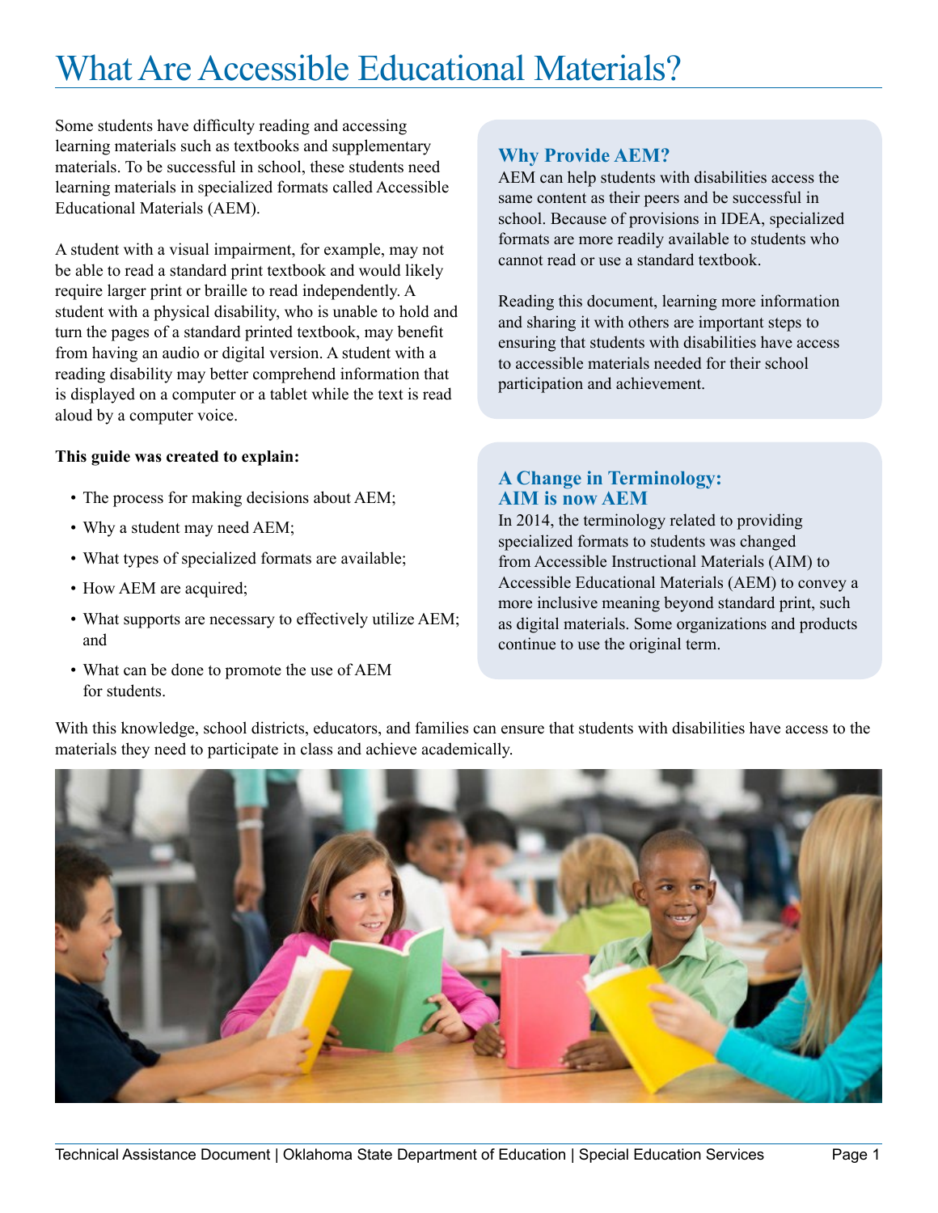# What Are Accessible Educational Materials?

Some students have difficulty reading and accessing learning materials such as textbooks and supplementary materials. To be successful in school, these students need learning materials in specialized formats called Accessible Educational Materials (AEM).

A student with a visual impairment, for example, may not be able to read a standard print textbook and would likely require larger print or braille to read independently. A student with a physical disability, who is unable to hold and turn the pages of a standard printed textbook, may benefit from having an audio or digital version. A student with a reading disability may better comprehend information that is displayed on a computer or a tablet while the text is read aloud by a computer voice.

**This guide was created to explain:**

- The process for making decisions about AEM;
- Why a student may need AEM;
- What types of specialized formats are available;
- How AEM are acquired;
- What supports are necessary to effectively utilize AEM; and
- What can be done to promote the use of AEM for students.

### Why Provide AEM?

AEM can help students with disabilities access the same content as their peers and be successful in school. Because of provisions in IDEA, specialized formats are more readily available to students who cannot read or use a standard textbook.

Reading this document, learning more information and sharing it with others are important steps to ensuring that students with disabilities have access to accessible materials needed for their school participation and achievement.

### A Change in Terminology: AIM is now AEM

In 2014, the terminology related to providing specialized formats to students was changed from Accessible Instructional Materials (AIM) to Accessible Educational Materials (AEM) to convey a more inclusive meaning beyond standard print, such as digital materials. Some organizations and products continue to use the original term.

With this knowledge, school districts, educators, and families can ensure that students with disabilities have access to the materials they need to participate in class and achieve academically.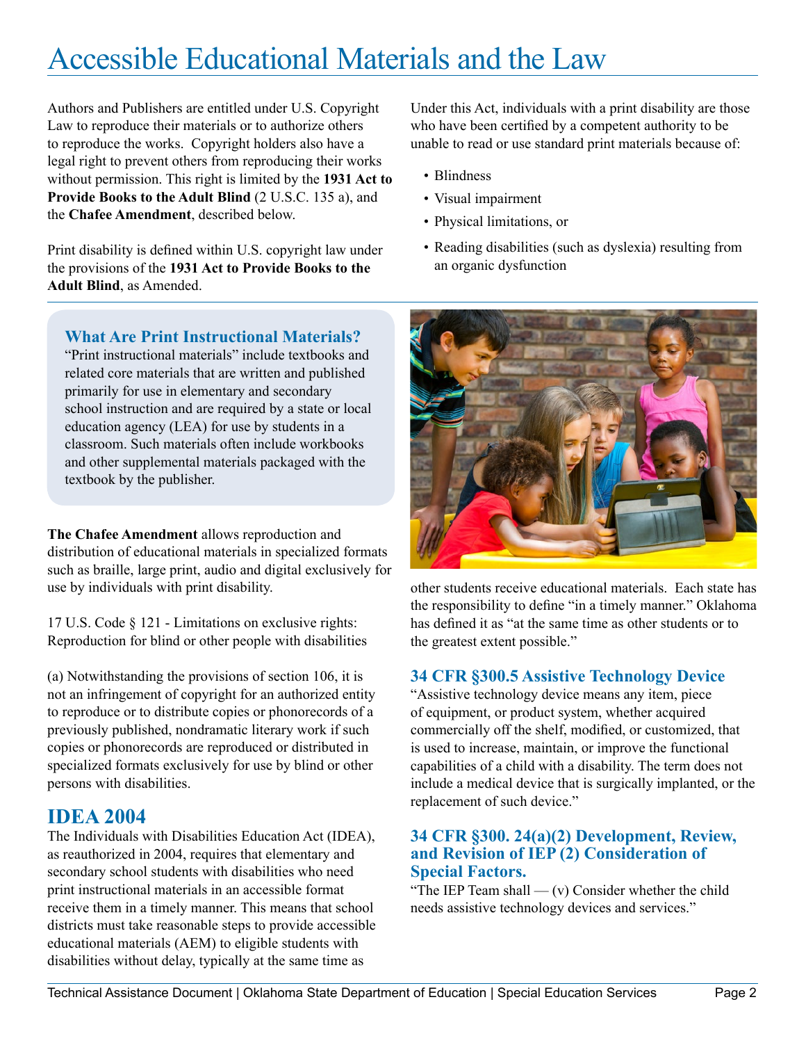# Accessible Educational Materials and the Law

Authors and Publishers are entitled under U.S. Copyright Law to reproduce their materials or to authorize others to reproduce the works. Copyright holders also have a legal right to prevent others from reproducing their works without permission. This right is limited by the **1931 Act to Provide Books to the Adult Blind** (2 U.S.C. 135 a), and the **Chafee Amendment**, described below.

Print disability is defined within U.S. copyright law under the provisions of the **1931 Act to Provide Books to the Adult Blind**, as Amended.

Under this Act, individuals with a print disability are those who have been certified by a competent authority to be unable to read or use standard print materials because of:

- Blindness
- Visual impairment
- Physical limitations, or
- Reading disabilities (such as dyslexia) resulting from an organic dysfunction

### What Are Print Instructional Materials?

"Print instructional materials" include textbooks and related core materials that are written and published primarily for use in elementary and secondary school instruction and are required by a state or local education agency (LEA) for use by students in a classroom. Such materials often include workbooks and other supplemental materials packaged with the textbook by the publisher.

**The Chafee Amendment** allows reproduction and distribution of educational materials in specialized formats such as braille, large print, audio and digital exclusively for use by individuals with print disability.

17 U.S. Code § 121 - Limitations on exclusive rights: Reproduction for blind or other people with disabilities

(a) Notwithstanding the provisions of section 106, it is not an infringement of copyright for an authorized entity to reproduce or to distribute copies or phonorecords of a previously published, nondramatic literary work if such copies or phonorecords are reproduced or distributed in specialized formats exclusively for use by blind or other persons with disabilities.

## IDEA 2004

The Individuals with Disabilities Education Act (IDEA), as reauthorized in 2004, requires that elementary and secondary school students with disabilities who need print instructional materials in an accessible format receive them in a timely manner. This means that school districts must take reasonable steps to provide accessible educational materials (AEM) to eligible students with disabilities without delay, typically at the same time as other students receive educational materials. Each state has the responsibility to define "in a timely manner." Oklahoma has defined it as "at the same time as other students or to the greatest extent possible."

### 34 CFR §300.5 Assistive Technology Device

"Assistive technology device means any item, piece of equipment, or product system, whether acquired commercially off the shelf, modified, or customized, that is used to increase, maintain, or improve the functional capabilities of a child with a disability. The term does not include a medical device that is surgically implanted, or the replacement of such device."

### 34 CFR §300. 24(a)(2) Development, Review, and Revision of IEP (2) Consideration of Special Factors.

"The IEP Team shall — (v) Consider whether the child needs assistive technology devices and services."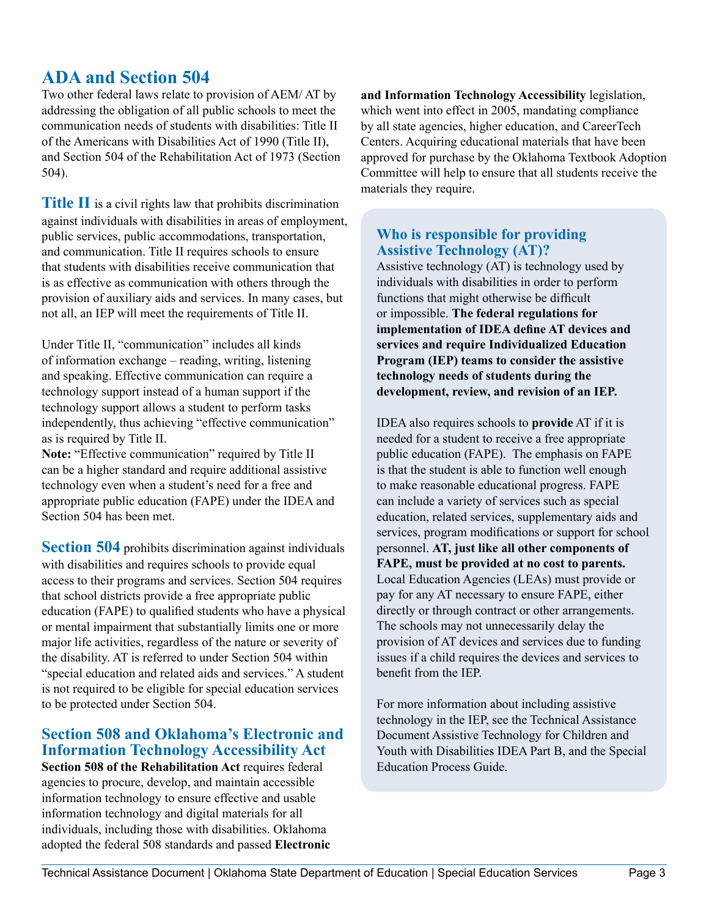## ADA and Section 504

Two other federal laws relate to provision of AEM/ AT by addressing the obligation of all public schools to meet the communication needs of students with disabilities: Title II of the Americans with Disabilities Act of 1990 (Title II), and Section 504 of the Rehabilitation Act of 1973 (Section 504).

**Title II** is a civil rights law that prohibits discrimination against individuals with disabilities in areas of employment, public services, public accommodations, transportation, and communication. Title II requires schools to ensure that students with disabilities receive communication that is as effective as communication with others through the provision of auxiliary aids and services. In many cases, but not all, an IEP will meet the requirements of Title II.

Under Title II, "communication" includes all kinds of information exchange – reading, writing, listening and speaking. Effective communication can require a technology support instead of a human support if the technology support allows a student to perform tasks independently, thus achieving "effective communication" as is required by Title II.

**Note:** "Effective communication" required by Title II can be a higher standard and require additional assistive technology even when a student's need for a free and appropriate public education (FAPE) under the IDEA and Section 504 has been met.

**Section 504** prohibits discrimination against individuals with disabilities and requires schools to provide equal access to their programs and services. Section 504 requires that school districts provide a free appropriate public education (FAPE) to qualified students who have a physical or mental impairment that substantially limits one or more major life activities, regardless of the nature or severity of the disability. AT is referred to under Section 504 within "special education and related aids and services." A student is not required to be eligible for special education services to be protected under Section 504.

## Section 508 and Oklahoma's Electronic and Information Technology Accessibility Act

**Section 508 of the Rehabilitation Act** requires federal agencies to procure, develop, and maintain accessible information technology to ensure effective and usable information technology and digital materials for all individuals, including those with disabilities. Oklahoma adopted the federal 508 standards and passed **Electronic and Information Technology Accessibility** legislation, which went into effect in 2005, mandating compliance by all state agencies, higher education, and CareerTech Centers. Acquiring educational materials that have been approved for purchase by the Oklahoma Textbook Adoption Committee will help to ensure that all students receive the materials they require.

### Who is responsible for providing Assistive Technology (AT)?

Assistive technology (AT) is technology used by individuals with disabilities in order to perform functions that might otherwise be difficult or impossible. **The federal regulations for implementation of IDEA define AT devices and services and require Individualized Education Program (IEP) teams to consider the assistive technology needs of students during the development, review, and revision of an IEP.**

IDEA also requires schools to **provide** AT if it is needed for a student to receive a free appropriate public education (FAPE). The emphasis on FAPE is that the student is able to function well enough to make reasonable educational progress. FAPE can include a variety of services such as special education, related services, supplementary aids and services, program modifications or support for school personnel. **AT, just like all other components of FAPE, must be provided at no cost to parents.** Local Education Agencies (LEAs) must provide or pay for any AT necessary to ensure FAPE, either directly or through contract or other arrangements. The schools may not unnecessarily delay the provision of AT devices and services due to funding issues if a child requires the devices and services to benefit from the IEP.

For more information about including assistive technology in the IEP, see the Technical Assistance Document Assistive Technology for Children and Youth with Disabilities IDEA Part B, and the Special Education Process Guide.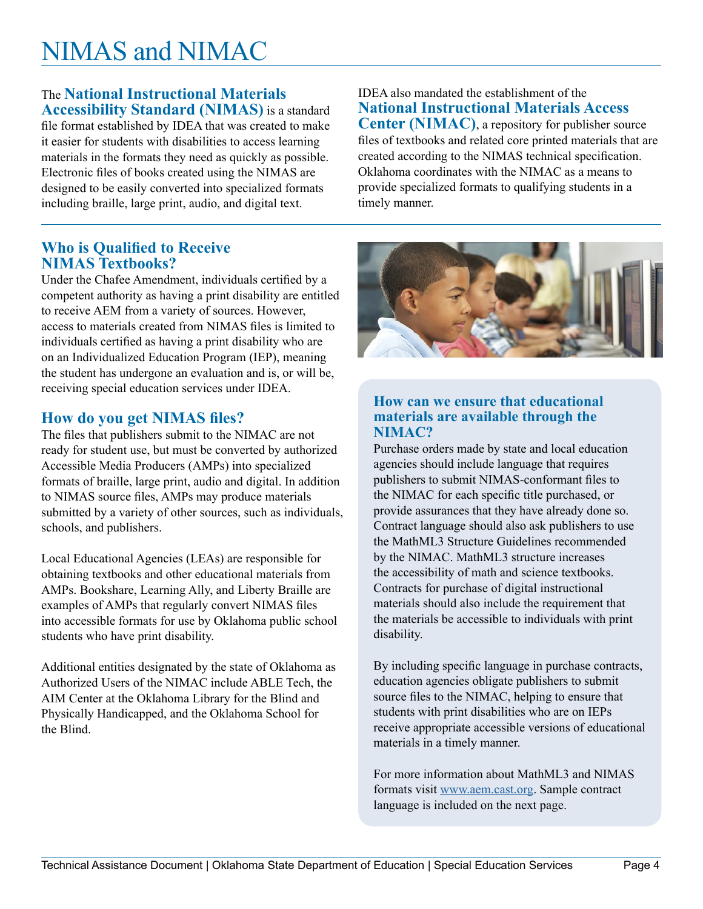# NIMAS and NIMAC

The **National Instructional Materials Accessibility Standard (NIMAS)** is a standard file format established by IDEA that was created to make it easier for students with disabilities to access learning materials in the formats they need as quickly as possible. Electronic files of books created using the NIMAS are designed to be easily converted into specialized formats including braille, large print, audio, and digital text.

IDEA also mandated the establishment of the **National Instructional Materials Access Center (NIMAC)**, a repository for publisher source files of textbooks and related core printed materials that are created according to the NIMAS technical specification. Oklahoma coordinates with the NIMAC as a means to provide specialized formats to qualifying students in a timely manner.

## Who is Qualified to Receive NIMAS Textbooks?

Under the Chafee Amendment, individuals certified by a competent authority as having a print disability are entitled to receive AEM from a variety of sources. However, access to materials created from NIMAS files is limited to individuals certified as having a print disability who are on an Individualized Education Program (IEP), meaning the student has undergone an evaluation and is, or will be, receiving special education services under IDEA.

## How do you get NIMAS files?

The files that publishers submit to the NIMAC are not ready for student use, but must be converted by authorized Accessible Media Producers (AMPs) into specialized formats of braille, large print, audio and digital. In addition to NIMAS source files, AMPs may produce materials submitted by a variety of other sources, such as individuals, schools, and publishers.

Local Educational Agencies (LEAs) are responsible for obtaining textbooks and other educational materials from AMPs. Bookshare, Learning Ally, and Liberty Braille are examples of AMPs that regularly convert NIMAS files into accessible formats for use by Oklahoma public school students who have print disability.

Additional entities designated by the state of Oklahoma as Authorized Users of the NIMAC include ABLE Tech, the AIM Center at the Oklahoma Library for the Blind and Physically Handicapped, and the Oklahoma School for the Blind.

## How can we ensure that educational materials are available through the NIMAC?

Purchase orders made by state and local education agencies should include language that requires publishers to submit NIMAS-conformant files to the NIMAC for each specific title purchased, or provide assurances that they have already done so. Contract language should also ask publishers to use the MathML3 Structure Guidelines recommended by the NIMAC. MathML3 structure increases the accessibility of math and science textbooks. Contracts for purchase of digital instructional materials should also include the requirement that the materials be accessible to individuals with print disability.

By including specific language in purchase contracts, education agencies obligate publishers to submit source files to the NIMAC, helping to ensure that students with print disabilities who are on IEPs receive appropriate accessible versions of educational materials in a timely manner.

For more information about MathML3 and NIMAS formats visit [www.aem.cast.org](www.aem.cast.org). Sample contract language is included on the next page.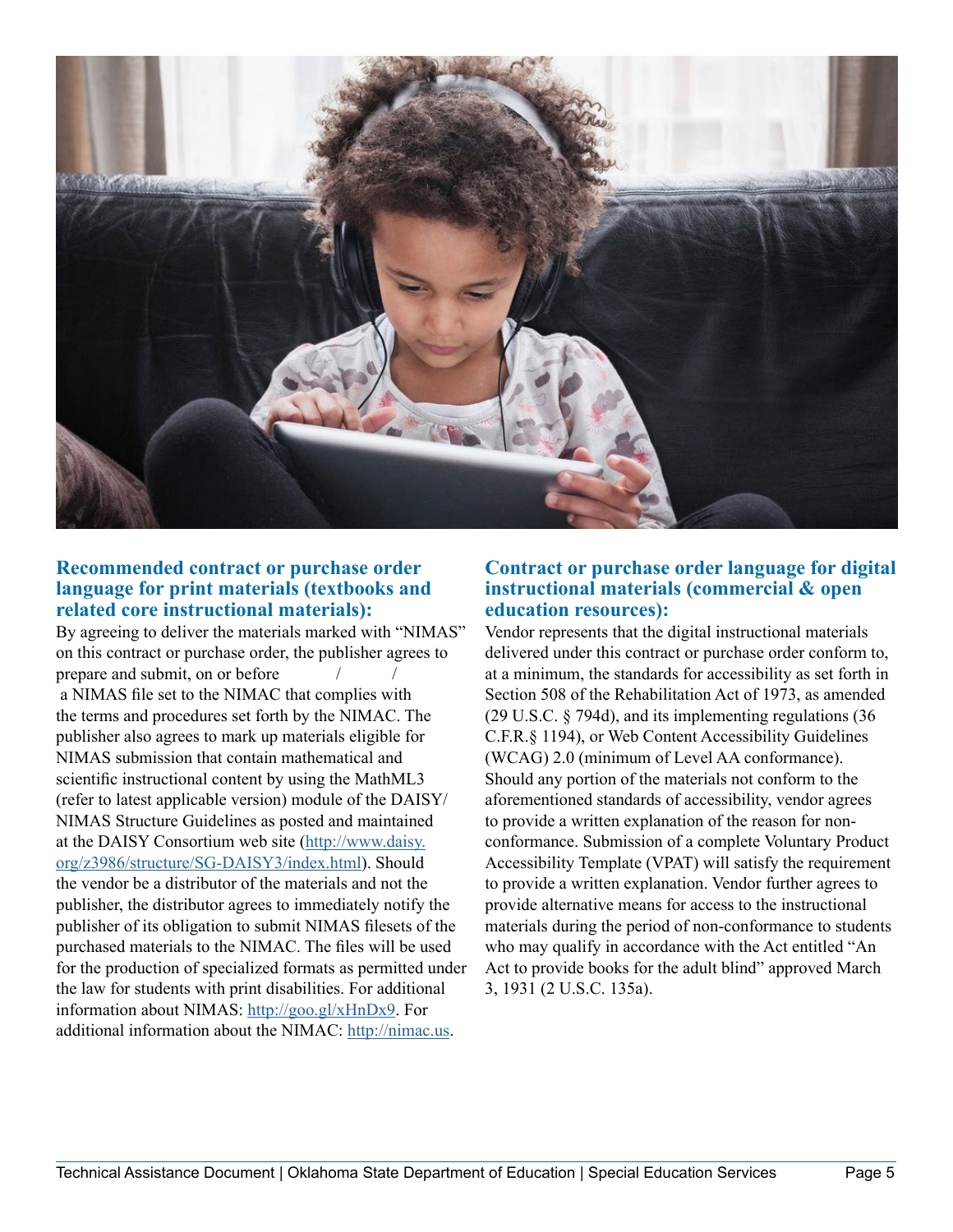## Recommended contract or purchase order language for print materials (textbooks and related core instructional materials):

By agreeing to deliver the materials marked with “NIMAS” on this contract or purchase order, the publisher agrees to prepare and submit, on or before / / a NIMAS file set to the NIMAC that complies with the terms and procedures set forth by the NIMAC. The publisher also agrees to mark up materials eligible for NIMAS submission that contain mathematical and scientific instructional content by using the MathML3 (refer to latest applicable version) module of the DAISY/ NIMAS Structure Guidelines as posted and maintained at the DAISY Consortium web site (http://www.daisy.org/z3986/structure/SG-DAISY3/index.html). Should the vendor be a distributor of the materials and not the publisher, the distributor agrees to immediately notify the publisher of its obligation to submit NIMAS filesets of the purchased materials to the NIMAC. The files will be used for the production of specialized formats as permitted under the law for students with print disabilities. For additional information about NIMAS: http://goo.gl/xHnDx9. For additional information about the NIMAC: http://nimac.us.

## Contract or purchase order language for digital instructional materials (commercial & open education resources):

Vendor represents that the digital instructional materials delivered under this contract or purchase order conform to, at a minimum, the standards for accessibility as set forth in Section 508 of the Rehabilitation Act of 1973, as amended (29 U.S.C. § 794d), and its implementing regulations (36 C.F.R.§ 1194), or Web Content Accessibility Guidelines (WCAG) 2.0 (minimum of Level AA conformance). Should any portion of the materials not conform to the aforementioned standards of accessibility, vendor agrees to provide a written explanation of the reason for non-conformance. Submission of a complete Voluntary Product Accessibility Template (VPAT) will satisfy the requirement to provide a written explanation. Vendor further agrees to provide alternative means for access to the instructional materials during the period of non-conformance to students who may qualify in accordance with the Act entitled “An Act to provide books for the adult blind” approved March 3, 1931 (2 U.S.C. 135a).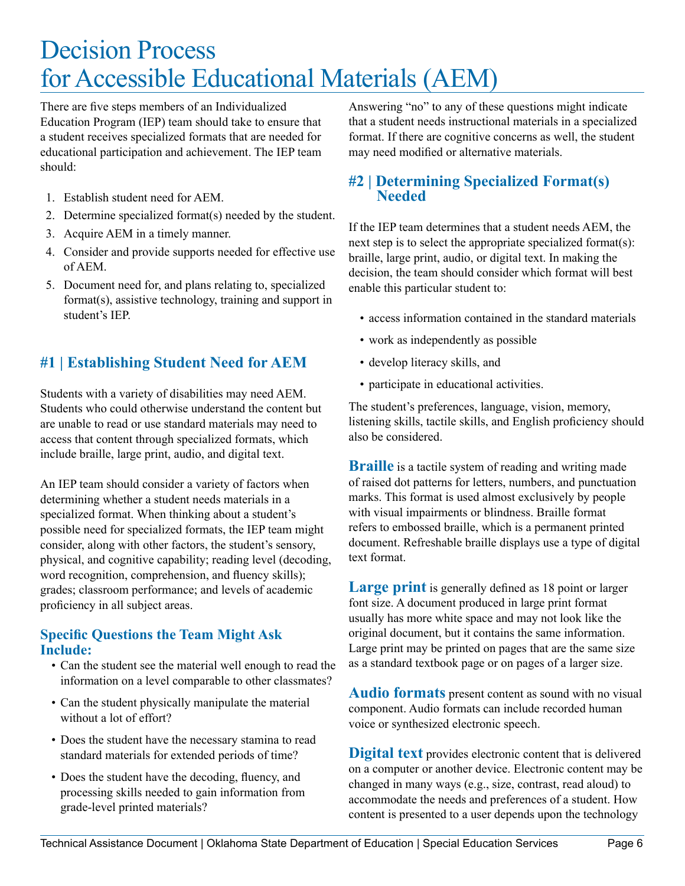# Decision Process for Accessible Educational Materials (AEM)

There are five steps members of an Individualized Education Program (IEP) team should take to ensure that a student receives specialized formats that are needed for educational participation and achievement. The IEP team should:

1. Establish student need for AEM.
2. Determine specialized format(s) needed by the student.
3. Acquire AEM in a timely manner.
4. Consider and provide supports needed for effective use of AEM.
5. Document need for, and plans relating to, specialized format(s), assistive technology, training and support in student's IEP.

## #1 | Establishing Student Need for AEM

Students with a variety of disabilities may need AEM. Students who could otherwise understand the content but are unable to read or use standard materials may need to access that content through specialized formats, which include braille, large print, audio, and digital text.

An IEP team should consider a variety of factors when determining whether a student needs materials in a specialized format. When thinking about a student's possible need for specialized formats, the IEP team might consider, along with other factors, the student's sensory, physical, and cognitive capability; reading level (decoding, word recognition, comprehension, and fluency skills); grades; classroom performance; and levels of academic proficiency in all subject areas.

### Specific Questions the Team Might Ask Include:

- Can the student see the material well enough to read the information on a level comparable to other classmates?
- Can the student physically manipulate the material without a lot of effort?
- Does the student have the necessary stamina to read standard materials for extended periods of time?
- Does the student have the decoding, fluency, and processing skills needed to gain information from grade-level printed materials?

Answering "no" to any of these questions might indicate that a student needs instructional materials in a specialized format. If there are cognitive concerns as well, the student may need modified or alternative materials.

## #2 | Determining Specialized Format(s) Needed

If the IEP team determines that a student needs AEM, the next step is to select the appropriate specialized format(s): braille, large print, audio, or digital text. In making the decision, the team should consider which format will best enable this particular student to:

- access information contained in the standard materials
- work as independently as possible
- develop literacy skills, and
- participate in educational activities.

The student's preferences, language, vision, memory, listening skills, tactile skills, and English proficiency should also be considered.

**Braille** is a tactile system of reading and writing made of raised dot patterns for letters, numbers, and punctuation marks. This format is used almost exclusively by people with visual impairments or blindness. Braille format refers to embossed braille, which is a permanent printed document. Refreshable braille displays use a type of digital text format.

**Large print** is generally defined as 18 point or larger font size. A document produced in large print format usually has more white space and may not look like the original document, but it contains the same information. Large print may be printed on pages that are the same size as a standard textbook page or on pages of a larger size.

**Audio formats** present content as sound with no visual component. Audio formats can include recorded human voice or synthesized electronic speech.

**Digital text** provides electronic content that is delivered on a computer or another device. Electronic content may be changed in many ways (e.g., size, contrast, read aloud) to accommodate the needs and preferences of a student. How content is presented to a user depends upon the technology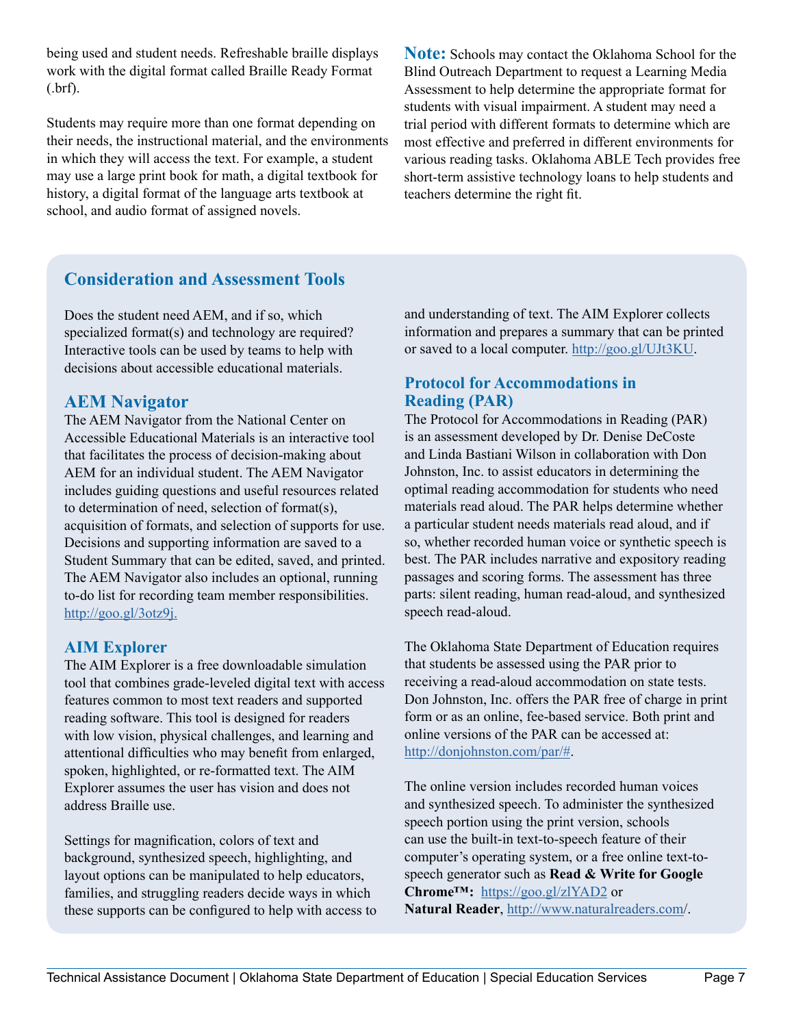being used and student needs. Refreshable braille displays work with the digital format called Braille Ready Format (.brf).

Students may require more than one format depending on their needs, the instructional material, and the environments in which they will access the text. For example, a student may use a large print book for math, a digital textbook for history, a digital format of the language arts textbook at school, and audio format of assigned novels.

**Note:** Schools may contact the Oklahoma School for the Blind Outreach Department to request a Learning Media Assessment to help determine the appropriate format for students with visual impairment. A student may need a trial period with different formats to determine which are most effective and preferred in different environments for various reading tasks. Oklahoma ABLE Tech provides free short-term assistive technology loans to help students and teachers determine the right fit.

## Consideration and Assessment Tools

Does the student need AEM, and if so, which specialized format(s) and technology are required? Interactive tools can be used by teams to help with decisions about accessible educational materials.

### AEM Navigator

The AEM Navigator from the National Center on Accessible Educational Materials is an interactive tool that facilitates the process of decision-making about AEM for an individual student. The AEM Navigator includes guiding questions and useful resources related to determination of need, selection of format(s), acquisition of formats, and selection of supports for use. Decisions and supporting information are saved to a Student Summary that can be edited, saved, and printed. The AEM Navigator also includes an optional, running to-do list for recording team member responsibilities. http://goo.gl/3otz9j.

### AIM Explorer

The AIM Explorer is a free downloadable simulation tool that combines grade-leveled digital text with access features common to most text readers and supported reading software. This tool is designed for readers with low vision, physical challenges, and learning and attentional difficulties who may benefit from enlarged, spoken, highlighted, or re-formatted text. The AIM Explorer assumes the user has vision and does not address Braille use.

Settings for magnification, colors of text and background, synthesized speech, highlighting, and layout options can be manipulated to help educators, families, and struggling readers decide ways in which these supports can be configured to help with access to and understanding of text. The AIM Explorer collects information and prepares a summary that can be printed or saved to a local computer. http://goo.gl/UJt3KU.

### Protocol for Accommodations in Reading (PAR)

The Protocol for Accommodations in Reading (PAR) is an assessment developed by Dr. Denise DeCoste and Linda Bastiani Wilson in collaboration with Don Johnston, Inc. to assist educators in determining the optimal reading accommodation for students who need materials read aloud. The PAR helps determine whether a particular student needs materials read aloud, and if so, whether recorded human voice or synthetic speech is best. The PAR includes narrative and expository reading passages and scoring forms. The assessment has three parts: silent reading, human read-aloud, and synthesized speech read-aloud.

The Oklahoma State Department of Education requires that students be assessed using the PAR prior to receiving a read-aloud accommodation on state tests. Don Johnston, Inc. offers the PAR free of charge in print form or as an online, fee-based service. Both print and online versions of the PAR can be accessed at: http://donjohnston.com/par/#.

The online version includes recorded human voices and synthesized speech. To administer the synthesized speech portion using the print version, schools can use the built-in text-to-speech feature of their computer's operating system, or a free online text-to-speech generator such as **Read & Write for Google Chrome™:** https://goo.gl/zlYAD2 or **Natural Reader**, http://www.naturalreaders.com/.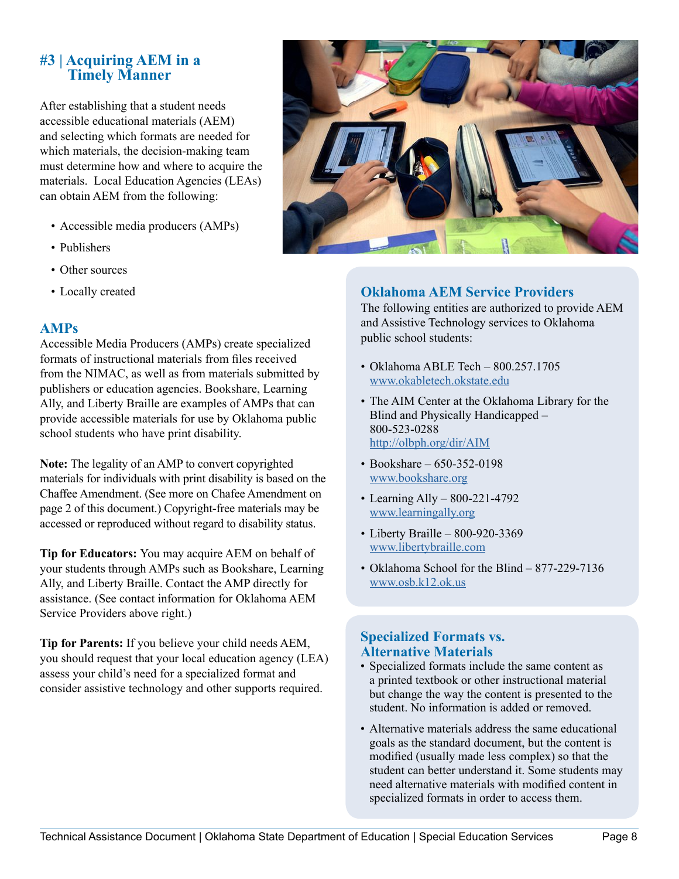## #3 | Acquiring AEM in a Timely Manner

After establishing that a student needs accessible educational materials (AEM) and selecting which formats are needed for which materials, the decision-making team must determine how and where to acquire the materials. Local Education Agencies (LEAs) can obtain AEM from the following:

- Accessible media producers (AMPs)
- Publishers
- Other sources
- Locally created

### AMPs

Accessible Media Producers (AMPs) create specialized formats of instructional materials from files received from the NIMAC, as well as from materials submitted by publishers or education agencies. Bookshare, Learning Ally, and Liberty Braille are examples of AMPs that can provide accessible materials for use by Oklahoma public school students who have print disability.

**Note:** The legality of an AMP to convert copyrighted materials for individuals with print disability is based on the Chaffee Amendment. (See more on Chafee Amendment on page 2 of this document.) Copyright-free materials may be accessed or reproduced without regard to disability status.

**Tip for Educators:** You may acquire AEM on behalf of your students through AMPs such as Bookshare, Learning Ally, and Liberty Braille. Contact the AMP directly for assistance. (See contact information for Oklahoma AEM Service Providers above right.)

**Tip for Parents:** If you believe your child needs AEM, you should request that your local education agency (LEA) assess your child's need for a specialized format and consider assistive technology and other supports required.

### Oklahoma AEM Service Providers

The following entities are authorized to provide AEM and Assistive Technology services to Oklahoma public school students:

- Oklahoma ABLE Tech – 800.257.1705
  www.okabletech.okstate.edu
- The AIM Center at the Oklahoma Library for the Blind and Physically Handicapped – 800-523-0288
  http://olbph.org/dir/AIM
- Bookshare – 650-352-0198
  www.bookshare.org
- Learning Ally – 800-221-4792
  www.learningally.org
- Liberty Braille – 800-920-3369
  www.libertybraille.com
- Oklahoma School for the Blind – 877-229-7136
  www.osb.k12.ok.us

### Specialized Formats vs. Alternative Materials

- Specialized formats include the same content as a printed textbook or other instructional material but change the way the content is presented to the student. No information is added or removed.
- Alternative materials address the same educational goals as the standard document, but the content is modified (usually made less complex) so that the student can better understand it. Some students may need alternative materials with modified content in specialized formats in order to access them.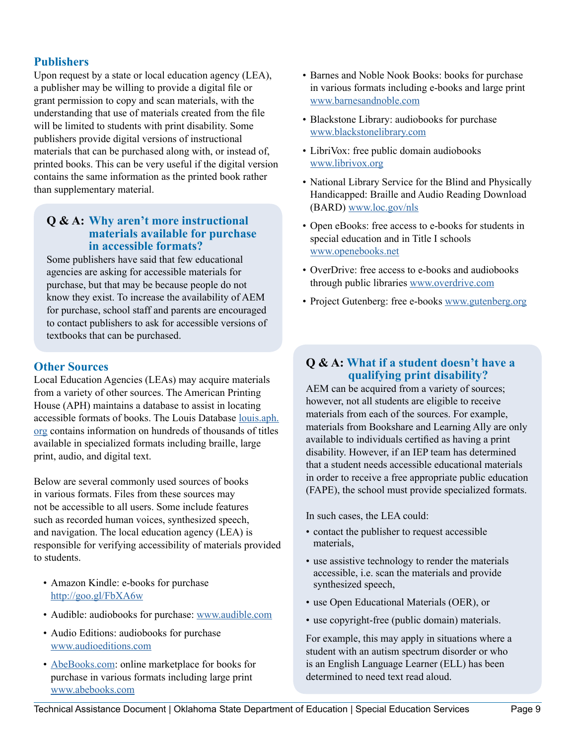### Publishers

Upon request by a state or local education agency (LEA), a publisher may be willing to provide a digital file or grant permission to copy and scan materials, with the understanding that use of materials created from the file will be limited to students with print disability. Some publishers provide digital versions of instructional materials that can be purchased along with, or instead of, printed books. This can be very useful if the digital version contains the same information as the printed book rather than supplementary material.

> **Q & A: Why aren't more instructional materials available for purchase in accessible formats?**
>
> Some publishers have said that few educational agencies are asking for accessible materials for purchase, but that may be because people do not know they exist. To increase the availability of AEM for purchase, school staff and parents are encouraged to contact publishers to ask for accessible versions of textbooks that can be purchased.

### Other Sources

Local Education Agencies (LEAs) may acquire materials from a variety of other sources. The American Printing House (APH) maintains a database to assist in locating accessible formats of books. The Louis Database louis.aph.org contains information on hundreds of thousands of titles available in specialized formats including braille, large print, audio, and digital text.

Below are several commonly used sources of books in various formats. Files from these sources may not be accessible to all users. Some include features such as recorded human voices, synthesized speech, and navigation. The local education agency (LEA) is responsible for verifying accessibility of materials provided to students.

- Amazon Kindle: e-books for purchase http://goo.gl/FbXA6w
- Audible: audiobooks for purchase: www.audible.com
- Audio Editions: audiobooks for purchase www.audioeditions.com
- AbeBooks.com: online marketplace for books for purchase in various formats including large print www.abebooks.com
- Barnes and Noble Nook Books: books for purchase in various formats including e-books and large print www.barnesandnoble.com
- Blackstone Library: audiobooks for purchase www.blackstonelibrary.com
- LibriVox: free public domain audiobooks www.librivox.org
- National Library Service for the Blind and Physically Handicapped: Braille and Audio Reading Download (BARD) www.loc.gov/nls
- Open eBooks: free access to e-books for students in special education and in Title I schools www.openebooks.net
- OverDrive: free access to e-books and audiobooks through public libraries www.overdrive.com
- Project Gutenberg: free e-books www.gutenberg.org

> **Q & A: What if a student doesn't have a qualifying print disability?**
>
> AEM can be acquired from a variety of sources; however, not all students are eligible to receive materials from each of the sources. For example, materials from Bookshare and Learning Ally are only available to individuals certified as having a print disability. However, if an IEP team has determined that a student needs accessible educational materials in order to receive a free appropriate public education (FAPE), the school must provide specialized formats.
>
> In such cases, the LEA could:
>
> - contact the publisher to request accessible materials,
> - use assistive technology to render the materials accessible, i.e. scan the materials and provide synthesized speech,
> - use Open Educational Materials (OER), or
> - use copyright-free (public domain) materials.
>
> For example, this may apply in situations where a student with an autism spectrum disorder or who is an English Language Learner (ELL) has been determined to need text read aloud.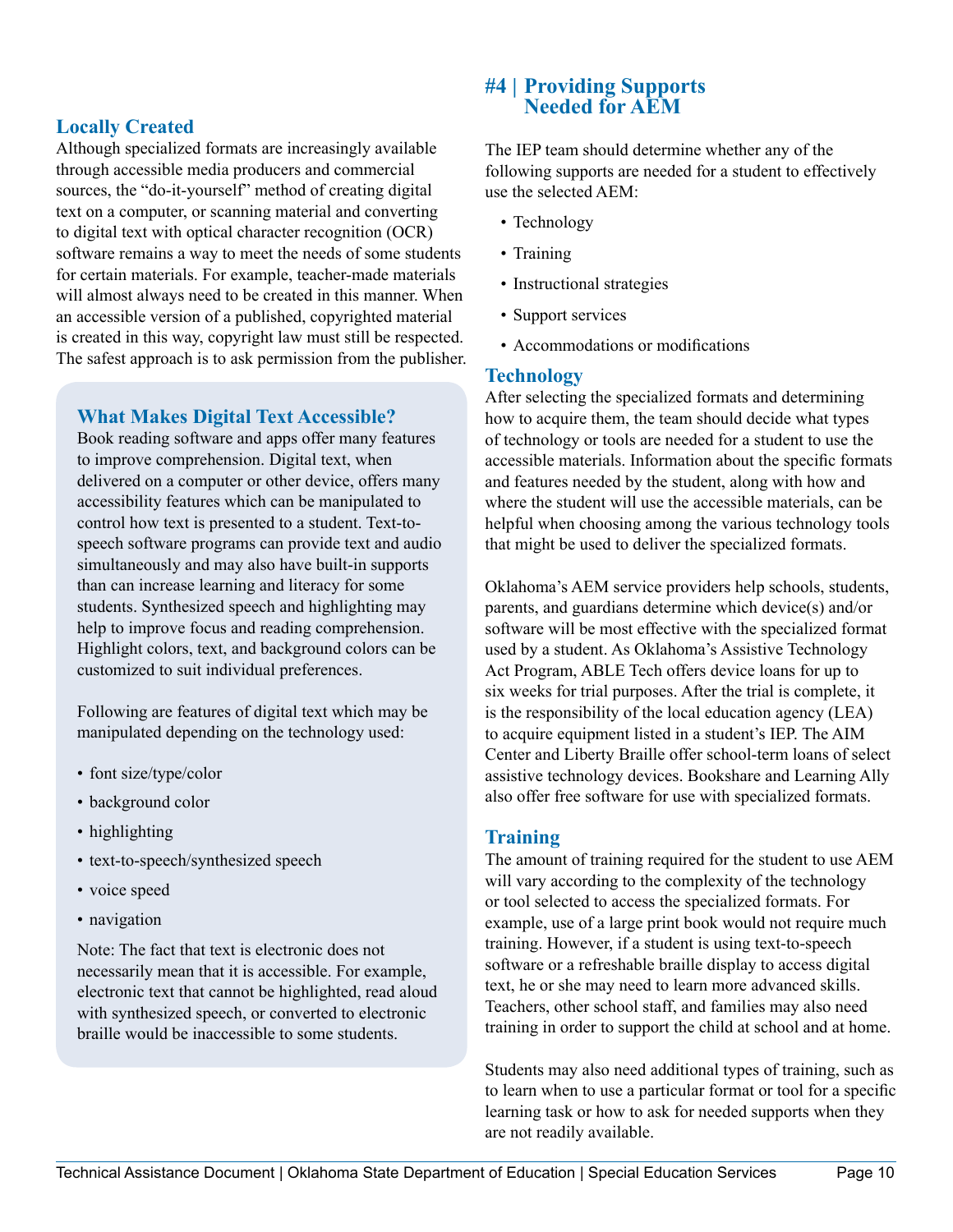### Locally Created

Although specialized formats are increasingly available through accessible media producers and commercial sources, the "do-it-yourself" method of creating digital text on a computer, or scanning material and converting to digital text with optical character recognition (OCR) software remains a way to meet the needs of some students for certain materials. For example, teacher-made materials will almost always need to be created in this manner. When an accessible version of a published, copyrighted material is created in this way, copyright law must still be respected. The safest approach is to ask permission from the publisher.

### What Makes Digital Text Accessible?

Book reading software and apps offer many features to improve comprehension. Digital text, when delivered on a computer or other device, offers many accessibility features which can be manipulated to control how text is presented to a student. Text-to-speech software programs can provide text and audio simultaneously and may also have built-in supports than can increase learning and literacy for some students. Synthesized speech and highlighting may help to improve focus and reading comprehension. Highlight colors, text, and background colors can be customized to suit individual preferences.

Following are features of digital text which may be manipulated depending on the technology used:

- font size/type/color
- background color
- highlighting
- text-to-speech/synthesized speech
- voice speed
- navigation

Note: The fact that text is electronic does not necessarily mean that it is accessible. For example, electronic text that cannot be highlighted, read aloud with synthesized speech, or converted to electronic braille would be inaccessible to some students.

## #4 | Providing Supports Needed for AEM

The IEP team should determine whether any of the following supports are needed for a student to effectively use the selected AEM:

- Technology
- Training
- Instructional strategies
- Support services
- Accommodations or modifications

### Technology

After selecting the specialized formats and determining how to acquire them, the team should decide what types of technology or tools are needed for a student to use the accessible materials. Information about the specific formats and features needed by the student, along with how and where the student will use the accessible materials, can be helpful when choosing among the various technology tools that might be used to deliver the specialized formats.

Oklahoma's AEM service providers help schools, students, parents, and guardians determine which device(s) and/or software will be most effective with the specialized format used by a student. As Oklahoma's Assistive Technology Act Program, ABLE Tech offers device loans for up to six weeks for trial purposes. After the trial is complete, it is the responsibility of the local education agency (LEA) to acquire equipment listed in a student's IEP. The AIM Center and Liberty Braille offer school-term loans of select assistive technology devices. Bookshare and Learning Ally also offer free software for use with specialized formats.

### Training

The amount of training required for the student to use AEM will vary according to the complexity of the technology or tool selected to access the specialized formats. For example, use of a large print book would not require much training. However, if a student is using text-to-speech software or a refreshable braille display to access digital text, he or she may need to learn more advanced skills. Teachers, other school staff, and families may also need training in order to support the child at school and at home.

Students may also need additional types of training, such as to learn when to use a particular format or tool for a specific learning task or how to ask for needed supports when they are not readily available.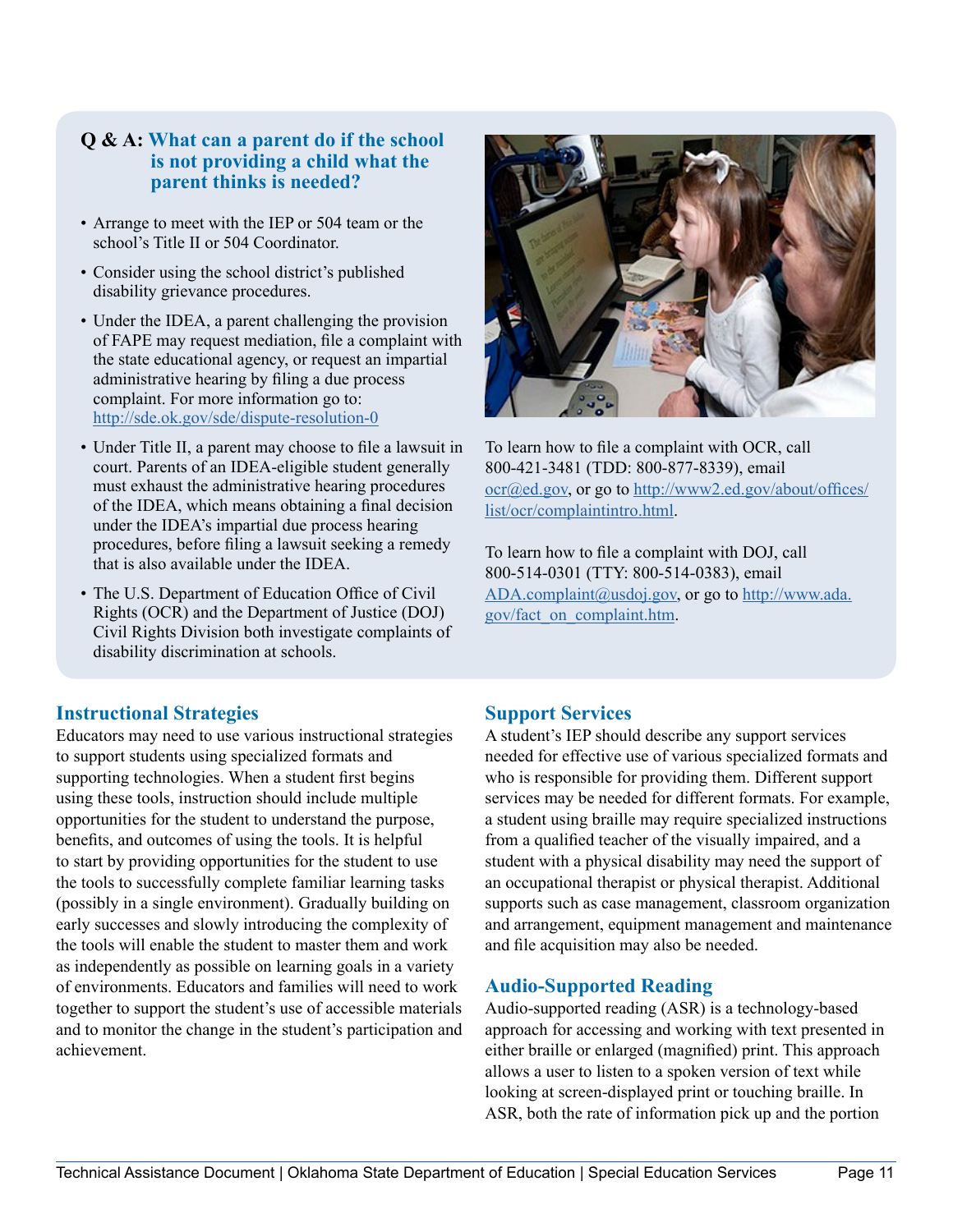**Q & A: What can a parent do if the school is not providing a child what the parent thinks is needed?**

- Arrange to meet with the IEP or 504 team or the school's Title II or 504 Coordinator.
- Consider using the school district's published disability grievance procedures.
- Under the IDEA, a parent challenging the provision of FAPE may request mediation, file a complaint with the state educational agency, or request an impartial administrative hearing by filing a due process complaint. For more information go to: http://sde.ok.gov/sde/dispute-resolution-0
- Under Title II, a parent may choose to file a lawsuit in court. Parents of an IDEA-eligible student generally must exhaust the administrative hearing procedures of the IDEA, which means obtaining a final decision under the IDEA's impartial due process hearing procedures, before filing a lawsuit seeking a remedy that is also available under the IDEA.
- The U.S. Department of Education Office of Civil Rights (OCR) and the Department of Justice (DOJ) Civil Rights Division both investigate complaints of disability discrimination at schools.

To learn how to file a complaint with OCR, call 800-421-3481 (TDD: 800-877-8339), email ocr@ed.gov, or go to http://www2.ed.gov/about/offices/list/ocr/complaintintro.html.

To learn how to file a complaint with DOJ, call 800-514-0301 (TTY: 800-514-0383), email ADA.complaint@usdoj.gov, or go to http://www.ada.gov/fact_on_complaint.htm.

## Instructional Strategies

Educators may need to use various instructional strategies to support students using specialized formats and supporting technologies. When a student first begins using these tools, instruction should include multiple opportunities for the student to understand the purpose, benefits, and outcomes of using the tools. It is helpful to start by providing opportunities for the student to use the tools to successfully complete familiar learning tasks (possibly in a single environment). Gradually building on early successes and slowly introducing the complexity of the tools will enable the student to master them and work as independently as possible on learning goals in a variety of environments. Educators and families will need to work together to support the student's use of accessible materials and to monitor the change in the student's participation and achievement.

## Support Services

A student's IEP should describe any support services needed for effective use of various specialized formats and who is responsible for providing them. Different support services may be needed for different formats. For example, a student using braille may require specialized instructions from a qualified teacher of the visually impaired, and a student with a physical disability may need the support of an occupational therapist or physical therapist. Additional supports such as case management, classroom organization and arrangement, equipment management and maintenance and file acquisition may also be needed.

## Audio-Supported Reading

Audio-supported reading (ASR) is a technology-based approach for accessing and working with text presented in either braille or enlarged (magnified) print. This approach allows a user to listen to a spoken version of text while looking at screen-displayed print or touching braille. In ASR, both the rate of information pick up and the portion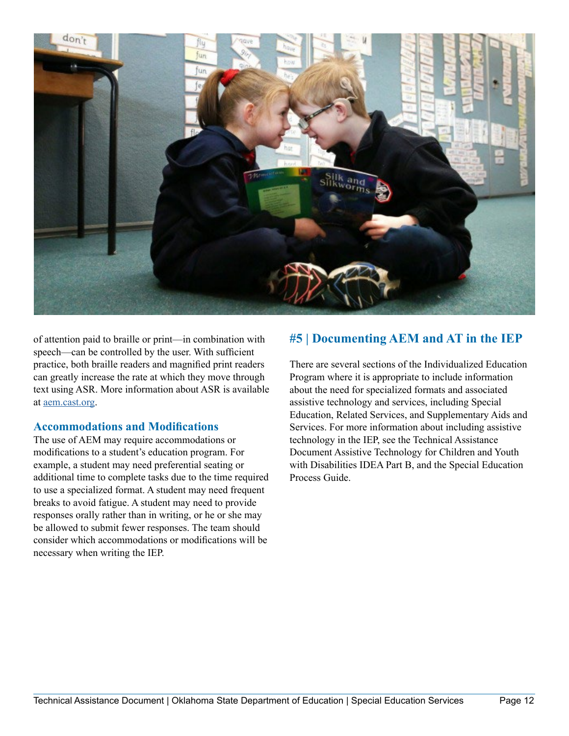of attention paid to braille or print—in combination with speech—can be controlled by the user. With sufficient practice, both braille readers and magnified print readers can greatly increase the rate at which they move through text using ASR. More information about ASR is available at [aem.cast.org](aem.cast.org).

### Accommodations and Modifications

The use of AEM may require accommodations or modifications to a student's education program. For example, a student may need preferential seating or additional time to complete tasks due to the time required to use a specialized format. A student may need frequent breaks to avoid fatigue. A student may need to provide responses orally rather than in writing, or he or she may be allowed to submit fewer responses. The team should consider which accommodations or modifications will be necessary when writing the IEP.

## #5 | Documenting AEM and AT in the IEP

There are several sections of the Individualized Education Program where it is appropriate to include information about the need for specialized formats and associated assistive technology and services, including Special Education, Related Services, and Supplementary Aids and Services. For more information about including assistive technology in the IEP, see the Technical Assistance Document Assistive Technology for Children and Youth with Disabilities IDEA Part B, and the Special Education Process Guide.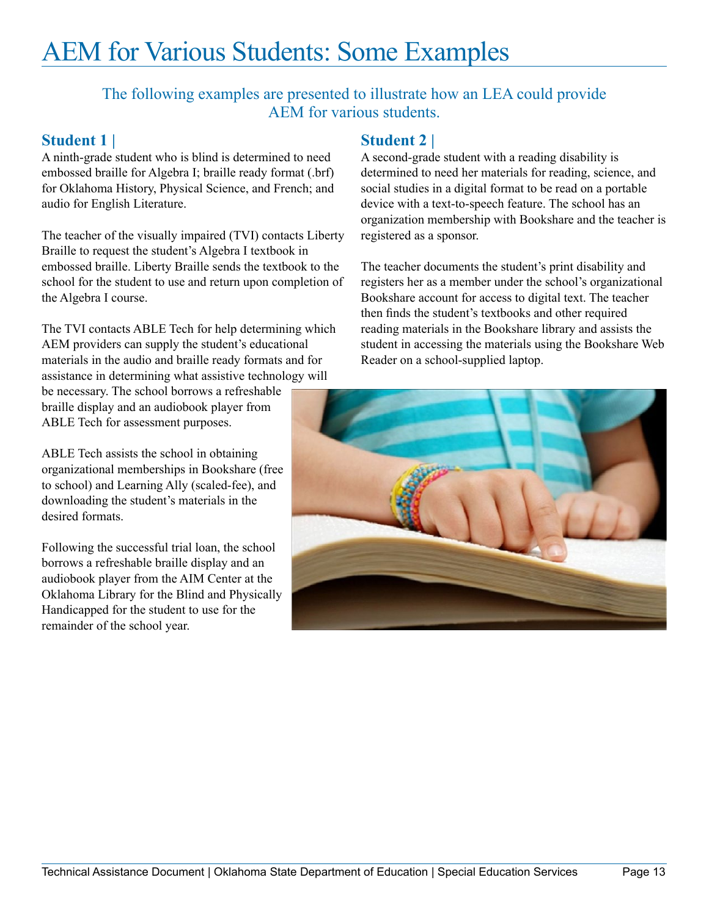# AEM for Various Students: Some Examples

The following examples are presented to illustrate how an LEA could provide AEM for various students.

## Student 1 |

A ninth-grade student who is blind is determined to need embossed braille for Algebra I; braille ready format (.brf) for Oklahoma History, Physical Science, and French; and audio for English Literature.

The teacher of the visually impaired (TVI) contacts Liberty Braille to request the student's Algebra I textbook in embossed braille. Liberty Braille sends the textbook to the school for the student to use and return upon completion of the Algebra I course.

The TVI contacts ABLE Tech for help determining which AEM providers can supply the student's educational materials in the audio and braille ready formats and for assistance in determining what assistive technology will be necessary. The school borrows a refreshable braille display and an audiobook player from ABLE Tech for assessment purposes.

ABLE Tech assists the school in obtaining organizational memberships in Bookshare (free to school) and Learning Ally (scaled-fee), and downloading the student's materials in the desired formats.

Following the successful trial loan, the school borrows a refreshable braille display and an audiobook player from the AIM Center at the Oklahoma Library for the Blind and Physically Handicapped for the student to use for the remainder of the school year.

## Student 2 |

A second-grade student with a reading disability is determined to need her materials for reading, science, and social studies in a digital format to be read on a portable device with a text-to-speech feature. The school has an organization membership with Bookshare and the teacher is registered as a sponsor.

The teacher documents the student's print disability and registers her as a member under the school's organizational Bookshare account for access to digital text. The teacher then finds the student's textbooks and other required reading materials in the Bookshare library and assists the student in accessing the materials using the Bookshare Web Reader on a school-supplied laptop.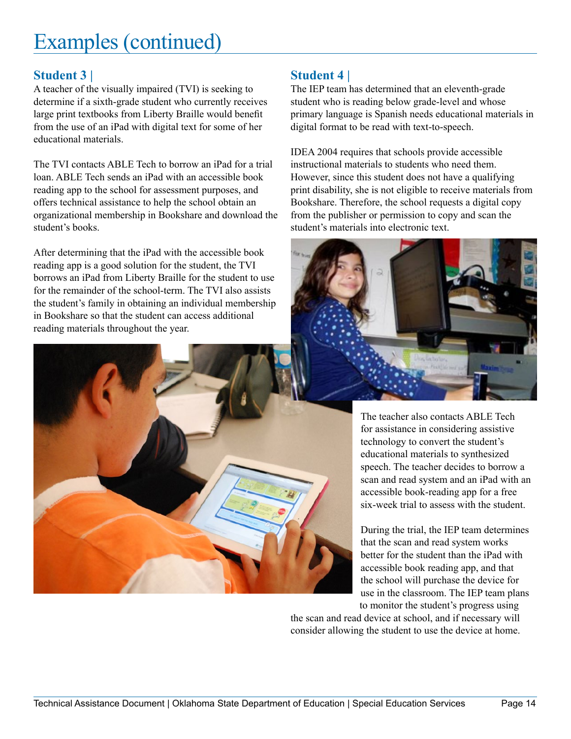# Examples (continued)

## Student 3 |

A teacher of the visually impaired (TVI) is seeking to determine if a sixth-grade student who currently receives large print textbooks from Liberty Braille would benefit from the use of an iPad with digital text for some of her educational materials.

The TVI contacts ABLE Tech to borrow an iPad for a trial loan. ABLE Tech sends an iPad with an accessible book reading app to the school for assessment purposes, and offers technical assistance to help the school obtain an organizational membership in Bookshare and download the student's books.

After determining that the iPad with the accessible book reading app is a good solution for the student, the TVI borrows an iPad from Liberty Braille for the student to use for the remainder of the school-term. The TVI also assists the student's family in obtaining an individual membership in Bookshare so that the student can access additional reading materials throughout the year.

## Student 4 |

The IEP team has determined that an eleventh-grade student who is reading below grade-level and whose primary language is Spanish needs educational materials in digital format to be read with text-to-speech.

IDEA 2004 requires that schools provide accessible instructional materials to students who need them. However, since this student does not have a qualifying print disability, she is not eligible to receive materials from Bookshare. Therefore, the school requests a digital copy from the publisher or permission to copy and scan the student's materials into electronic text.

The teacher also contacts ABLE Tech for assistance in considering assistive technology to convert the student's educational materials to synthesized speech. The teacher decides to borrow a scan and read system and an iPad with an accessible book-reading app for a free six-week trial to assess with the student.

During the trial, the IEP team determines that the scan and read system works better for the student than the iPad with accessible book reading app, and that the school will purchase the device for use in the classroom. The IEP team plans to monitor the student's progress using the scan and read device at school, and if necessary will consider allowing the student to use the device at home.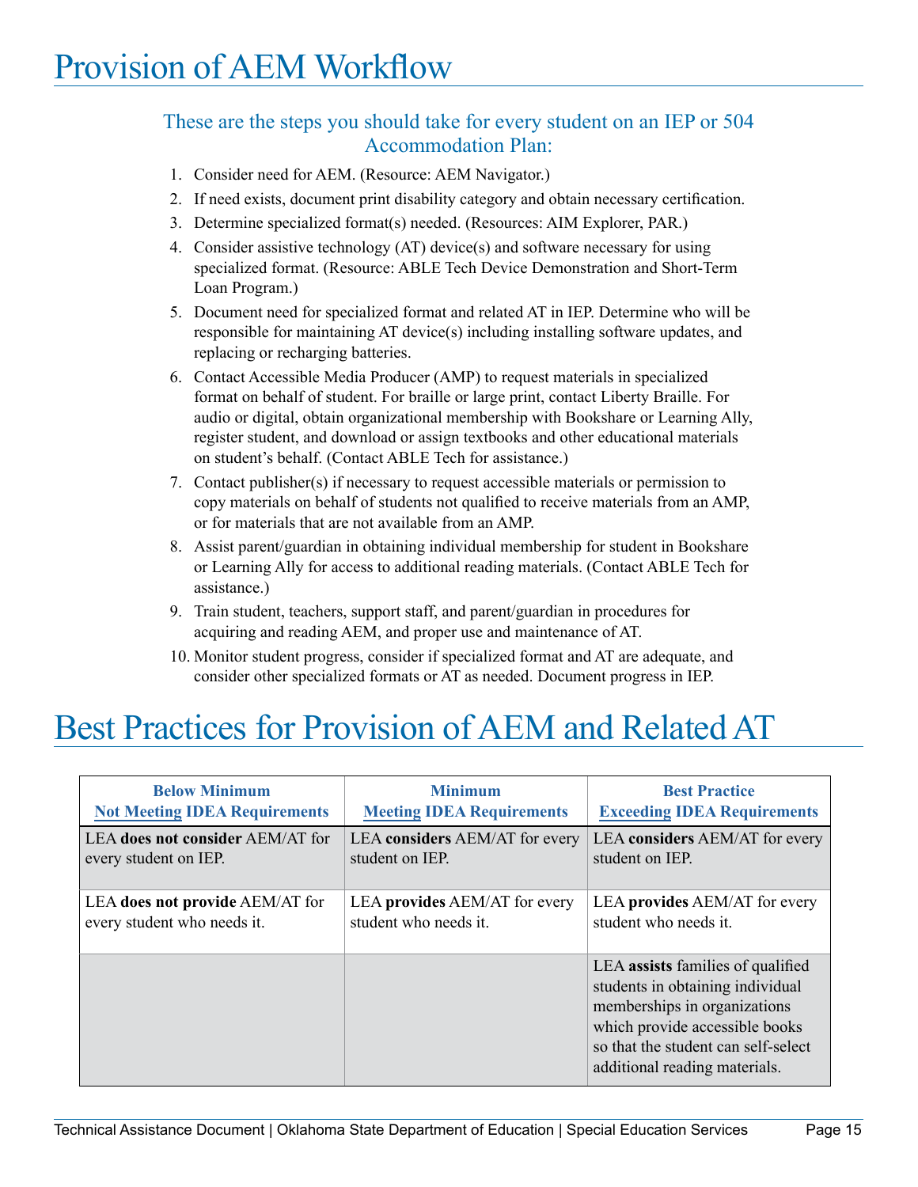# Provision of AEM Workflow

### These are the steps you should take for every student on an IEP or 504 Accommodation Plan:

1. Consider need for AEM. (Resource: AEM Navigator.)
2. If need exists, document print disability category and obtain necessary certification.
3. Determine specialized format(s) needed. (Resources: AIM Explorer, PAR.)
4. Consider assistive technology (AT) device(s) and software necessary for using specialized format. (Resource: ABLE Tech Device Demonstration and Short-Term Loan Program.)
5. Document need for specialized format and related AT in IEP. Determine who will be responsible for maintaining AT device(s) including installing software updates, and replacing or recharging batteries.
6. Contact Accessible Media Producer (AMP) to request materials in specialized format on behalf of student. For braille or large print, contact Liberty Braille. For audio or digital, obtain organizational membership with Bookshare or Learning Ally, register student, and download or assign textbooks and other educational materials on student's behalf. (Contact ABLE Tech for assistance.)
7. Contact publisher(s) if necessary to request accessible materials or permission to copy materials on behalf of students not qualified to receive materials from an AMP, or for materials that are not available from an AMP.
8. Assist parent/guardian in obtaining individual membership for student in Bookshare or Learning Ally for access to additional reading materials. (Contact ABLE Tech for assistance.)
9. Train student, teachers, support staff, and parent/guardian in procedures for acquiring and reading AEM, and proper use and maintenance of AT.
10. Monitor student progress, consider if specialized format and AT are adequate, and consider other specialized formats or AT as needed. Document progress in IEP.

# Best Practices for Provision of AEM and Related AT

| **Below Minimum**<br>**Not Meeting IDEA Requirements** | **Minimum**<br>**Meeting IDEA Requirements** | **Best Practice**<br>**Exceeding IDEA Requirements** |
|---|---|---|
| LEA **does not consider** AEM/AT for every student on IEP. | LEA **considers** AEM/AT for every student on IEP. | LEA **considers** AEM/AT for every student on IEP. |
| LEA **does not provide** AEM/AT for every student who needs it. | LEA **provides** AEM/AT for every student who needs it. | LEA **provides** AEM/AT for every student who needs it. |
| | | LEA **assists** families of qualified students in obtaining individual memberships in organizations which provide accessible books so that the student can self-select additional reading materials. |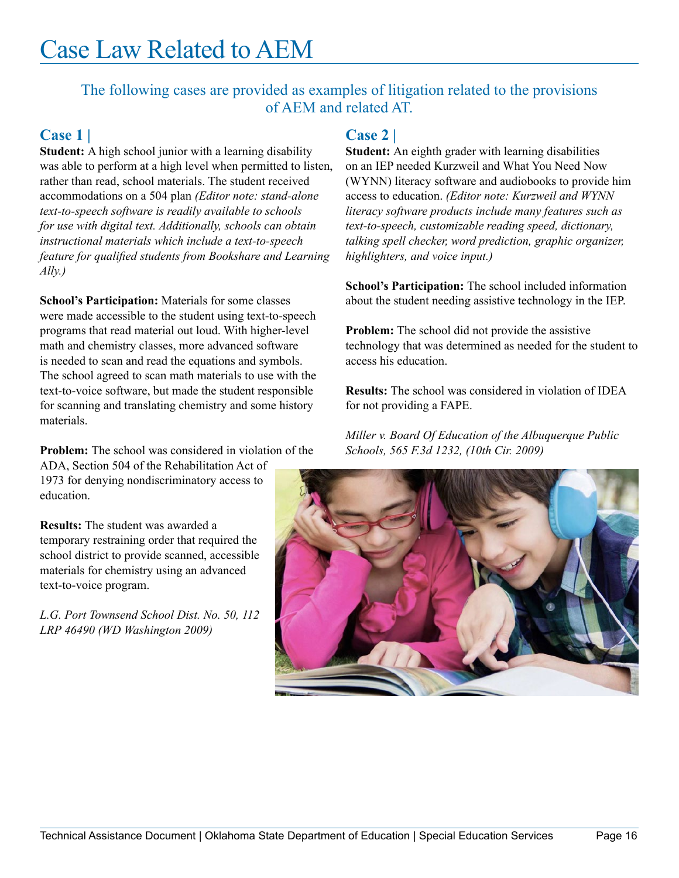# Case Law Related to AEM

The following cases are provided as examples of litigation related to the provisions of AEM and related AT.

## Case 1 |

**Student:** A high school junior with a learning disability was able to perform at a high level when permitted to listen, rather than read, school materials. The student received accommodations on a 504 plan *(Editor note: stand-alone text-to-speech software is readily available to schools for use with digital text. Additionally, schools can obtain instructional materials which include a text-to-speech feature for qualified students from Bookshare and Learning Ally.)*

**School's Participation:** Materials for some classes were made accessible to the student using text-to-speech programs that read material out loud. With higher-level math and chemistry classes, more advanced software is needed to scan and read the equations and symbols. The school agreed to scan math materials to use with the text-to-voice software, but made the student responsible for scanning and translating chemistry and some history materials.

**Problem:** The school was considered in violation of the ADA, Section 504 of the Rehabilitation Act of 1973 for denying nondiscriminatory access to education.

**Results:** The student was awarded a temporary restraining order that required the school district to provide scanned, accessible materials for chemistry using an advanced text-to-voice program.

*L.G. Port Townsend School Dist. No. 50, 112 LRP 46490 (WD Washington 2009)*

## Case 2 |

**Student:** An eighth grader with learning disabilities on an IEP needed Kurzweil and What You Need Now (WYNN) literacy software and audiobooks to provide him access to education. *(Editor note: Kurzweil and WYNN literacy software products include many features such as text-to-speech, customizable reading speed, dictionary, talking spell checker, word prediction, graphic organizer, highlighters, and voice input.)*

**School's Participation:** The school included information about the student needing assistive technology in the IEP.

**Problem:** The school did not provide the assistive technology that was determined as needed for the student to access his education.

**Results:** The school was considered in violation of IDEA for not providing a FAPE.

*Miller v. Board Of Education of the Albuquerque Public Schools, 565 F.3d 1232, (10th Cir. 2009)*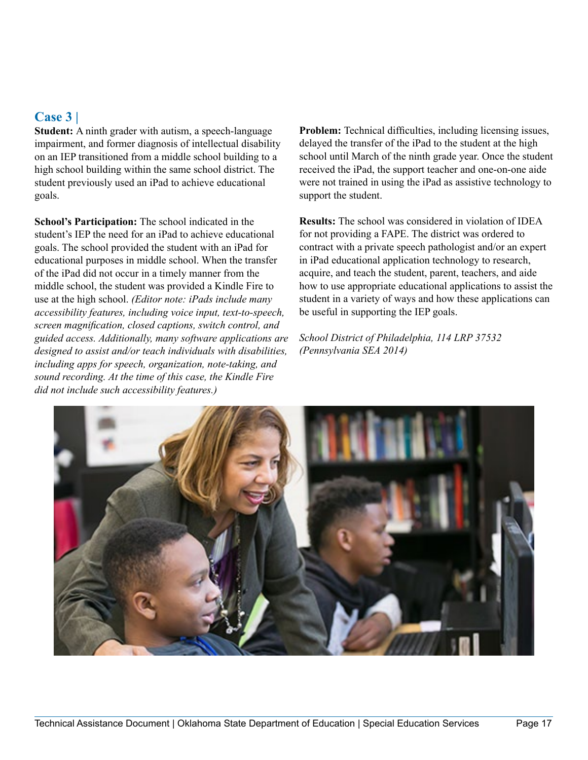## Case 3 |

**Student:** A ninth grader with autism, a speech-language impairment, and former diagnosis of intellectual disability on an IEP transitioned from a middle school building to a high school building within the same school district. The student previously used an iPad to achieve educational goals.

**School's Participation:** The school indicated in the student's IEP the need for an iPad to achieve educational goals. The school provided the student with an iPad for educational purposes in middle school. When the transfer of the iPad did not occur in a timely manner from the middle school, the student was provided a Kindle Fire to use at the high school. *(Editor note: iPads include many accessibility features, including voice input, text-to-speech, screen magnification, closed captions, switch control, and guided access. Additionally, many software applications are designed to assist and/or teach individuals with disabilities, including apps for speech, organization, note-taking, and sound recording. At the time of this case, the Kindle Fire did not include such accessibility features.)*

**Problem:** Technical difficulties, including licensing issues, delayed the transfer of the iPad to the student at the high school until March of the ninth grade year. Once the student received the iPad, the support teacher and one-on-one aide were not trained in using the iPad as assistive technology to support the student.

**Results:** The school was considered in violation of IDEA for not providing a FAPE. The district was ordered to contract with a private speech pathologist and/or an expert in iPad educational application technology to research, acquire, and teach the student, parent, teachers, and aide how to use appropriate educational applications to assist the student in a variety of ways and how these applications can be useful in supporting the IEP goals.

*School District of Philadelphia, 114 LRP 37532 (Pennsylvania SEA 2014)*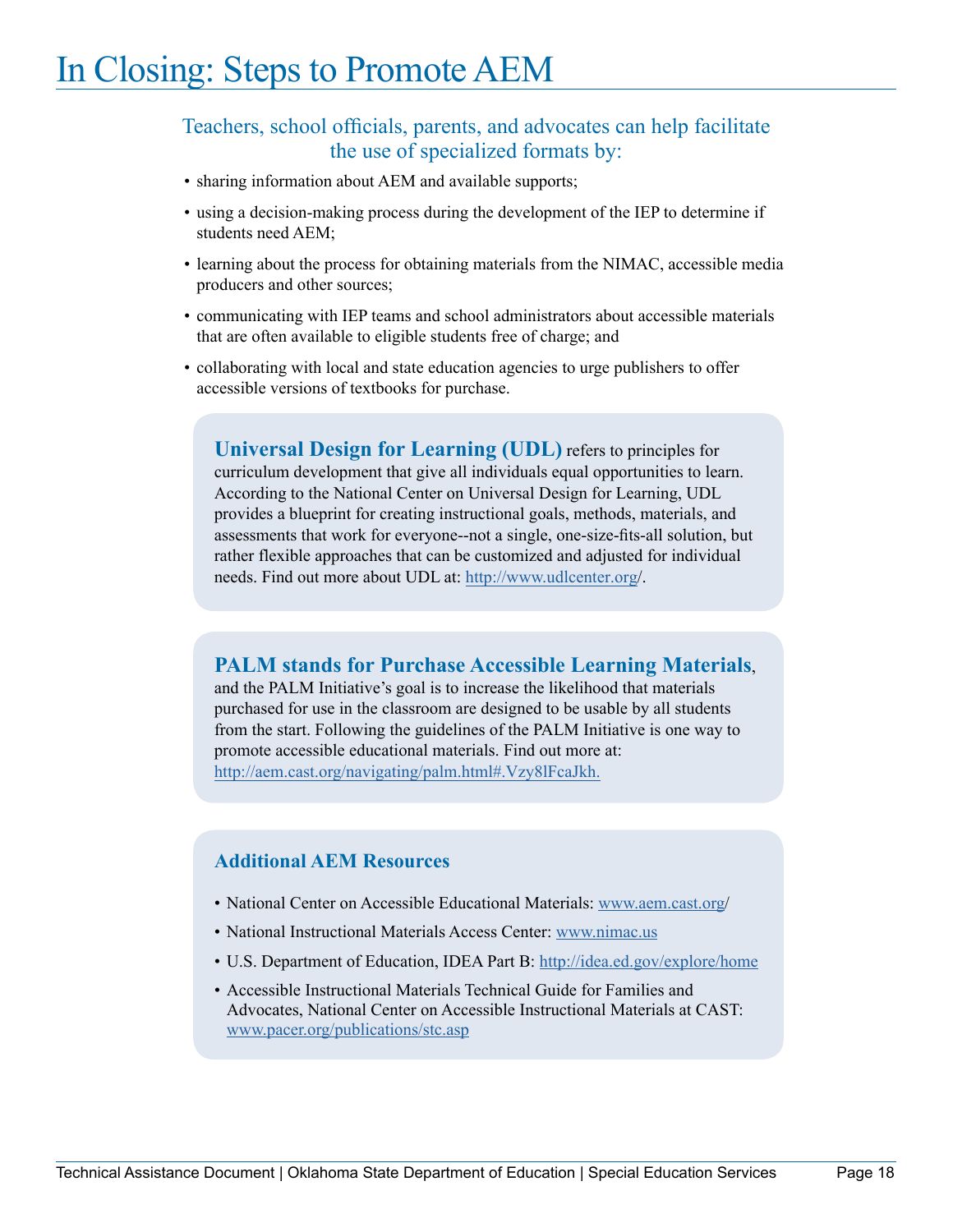# In Closing: Steps to Promote AEM

## Teachers, school officials, parents, and advocates can help facilitate the use of specialized formats by:

- sharing information about AEM and available supports;
- using a decision-making process during the development of the IEP to determine if students need AEM;
- learning about the process for obtaining materials from the NIMAC, accessible media producers and other sources;
- communicating with IEP teams and school administrators about accessible materials that are often available to eligible students free of charge; and
- collaborating with local and state education agencies to urge publishers to offer accessible versions of textbooks for purchase.

**Universal Design for Learning (UDL)** refers to principles for curriculum development that give all individuals equal opportunities to learn. According to the National Center on Universal Design for Learning, UDL provides a blueprint for creating instructional goals, methods, materials, and assessments that work for everyone--not a single, one-size-fits-all solution, but rather flexible approaches that can be customized and adjusted for individual needs. Find out more about UDL at: http://www.udlcenter.org/.

**PALM stands for Purchase Accessible Learning Materials**, and the PALM Initiative's goal is to increase the likelihood that materials purchased for use in the classroom are designed to be usable by all students from the start. Following the guidelines of the PALM Initiative is one way to promote accessible educational materials. Find out more at: http://aem.cast.org/navigating/palm.html#.Vzy8lFcaJkh.

### Additional AEM Resources

- National Center on Accessible Educational Materials: www.aem.cast.org/
- National Instructional Materials Access Center: www.nimac.us
- U.S. Department of Education, IDEA Part B: http://idea.ed.gov/explore/home
- Accessible Instructional Materials Technical Guide for Families and Advocates, National Center on Accessible Instructional Materials at CAST: www.pacer.org/publications/stc.asp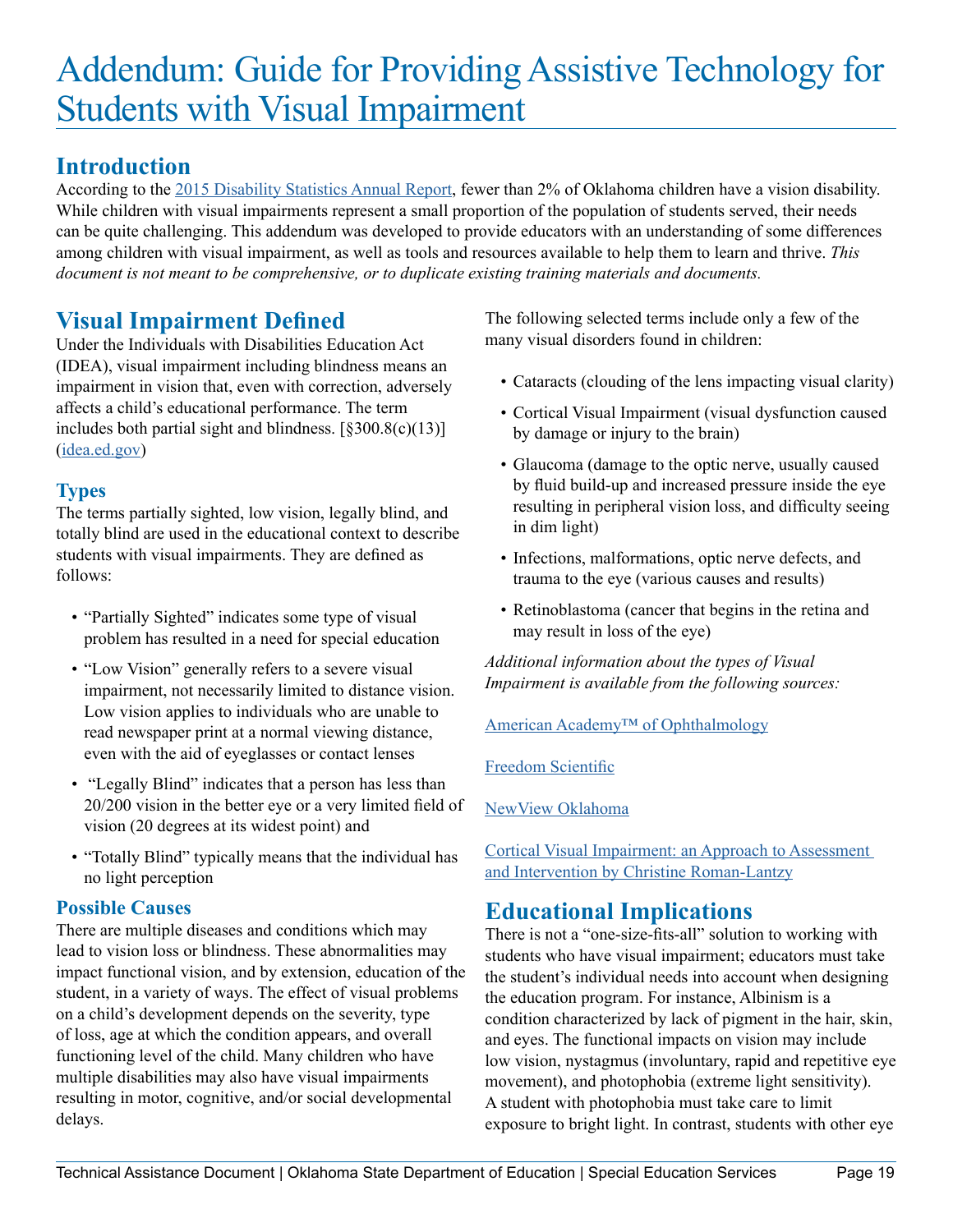# Addendum: Guide for Providing Assistive Technology for Students with Visual Impairment

## Introduction

According to the 2015 Disability Statistics Annual Report, fewer than 2% of Oklahoma children have a vision disability. While children with visual impairments represent a small proportion of the population of students served, their needs can be quite challenging. This addendum was developed to provide educators with an understanding of some differences among children with visual impairment, as well as tools and resources available to help them to learn and thrive. *This document is not meant to be comprehensive, or to duplicate existing training materials and documents.*

## Visual Impairment Defined

Under the Individuals with Disabilities Education Act (IDEA), visual impairment including blindness means an impairment in vision that, even with correction, adversely affects a child's educational performance. The term includes both partial sight and blindness. [§300.8(c)(13)] (idea.ed.gov)

### Types

The terms partially sighted, low vision, legally blind, and totally blind are used in the educational context to describe students with visual impairments. They are defined as follows:

- "Partially Sighted" indicates some type of visual problem has resulted in a need for special education
- "Low Vision" generally refers to a severe visual impairment, not necessarily limited to distance vision. Low vision applies to individuals who are unable to read newspaper print at a normal viewing distance, even with the aid of eyeglasses or contact lenses
- "Legally Blind" indicates that a person has less than 20/200 vision in the better eye or a very limited field of vision (20 degrees at its widest point) and
- "Totally Blind" typically means that the individual has no light perception

### Possible Causes

There are multiple diseases and conditions which may lead to vision loss or blindness. These abnormalities may impact functional vision, and by extension, education of the student, in a variety of ways. The effect of visual problems on a child's development depends on the severity, type of loss, age at which the condition appears, and overall functioning level of the child. Many children who have multiple disabilities may also have visual impairments resulting in motor, cognitive, and/or social developmental delays.

The following selected terms include only a few of the many visual disorders found in children:

- Cataracts (clouding of the lens impacting visual clarity)
- Cortical Visual Impairment (visual dysfunction caused by damage or injury to the brain)
- Glaucoma (damage to the optic nerve, usually caused by fluid build-up and increased pressure inside the eye resulting in peripheral vision loss, and difficulty seeing in dim light)
- Infections, malformations, optic nerve defects, and trauma to the eye (various causes and results)
- Retinoblastoma (cancer that begins in the retina and may result in loss of the eye)

*Additional information about the types of Visual Impairment is available from the following sources:*

American Academy™ of Ophthalmology

Freedom Scientific

NewView Oklahoma

Cortical Visual Impairment: an Approach to Assessment and Intervention by Christine Roman-Lantzy

## Educational Implications

There is not a "one-size-fits-all" solution to working with students who have visual impairment; educators must take the student's individual needs into account when designing the education program. For instance, Albinism is a condition characterized by lack of pigment in the hair, skin, and eyes. The functional impacts on vision may include low vision, nystagmus (involuntary, rapid and repetitive eye movement), and photophobia (extreme light sensitivity). A student with photophobia must take care to limit exposure to bright light. In contrast, students with other eye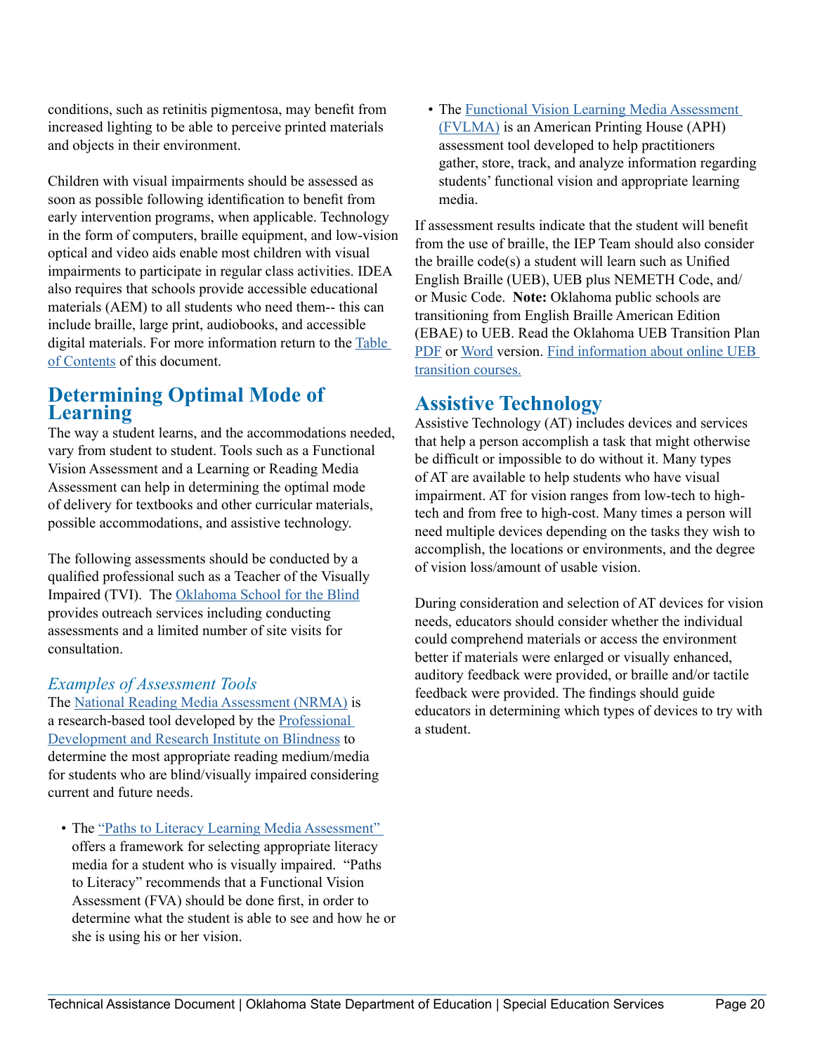conditions, such as retinitis pigmentosa, may benefit from increased lighting to be able to perceive printed materials and objects in their environment.

Children with visual impairments should be assessed as soon as possible following identification to benefit from early intervention programs, when applicable. Technology in the form of computers, braille equipment, and low-vision optical and video aids enable most children with visual impairments to participate in regular class activities. IDEA also requires that schools provide accessible educational materials (AEM) to all students who need them-- this can include braille, large print, audiobooks, and accessible digital materials. For more information return to the Table of Contents of this document.

## Determining Optimal Mode of Learning

The way a student learns, and the accommodations needed, vary from student to student. Tools such as a Functional Vision Assessment and a Learning or Reading Media Assessment can help in determining the optimal mode of delivery for textbooks and other curricular materials, possible accommodations, and assistive technology.

The following assessments should be conducted by a qualified professional such as a Teacher of the Visually Impaired (TVI). The Oklahoma School for the Blind provides outreach services including conducting assessments and a limited number of site visits for consultation.

### *Examples of Assessment Tools*

The National Reading Media Assessment (NRMA) is a research-based tool developed by the Professional Development and Research Institute on Blindness to determine the most appropriate reading medium/media for students who are blind/visually impaired considering current and future needs.

- The "Paths to Literacy Learning Media Assessment" offers a framework for selecting appropriate literacy media for a student who is visually impaired. "Paths to Literacy" recommends that a Functional Vision Assessment (FVA) should be done first, in order to determine what the student is able to see and how he or she is using his or her vision.
- The Functional Vision Learning Media Assessment (FVLMA) is an American Printing House (APH) assessment tool developed to help practitioners gather, store, track, and analyze information regarding students' functional vision and appropriate learning media.

If assessment results indicate that the student will benefit from the use of braille, the IEP Team should also consider the braille code(s) a student will learn such as Unified English Braille (UEB), UEB plus NEMETH Code, and/or Music Code. **Note:** Oklahoma public schools are transitioning from English Braille American Edition (EBAE) to UEB. Read the Oklahoma UEB Transition Plan PDF or Word version. Find information about online UEB transition courses.

## Assistive Technology

Assistive Technology (AT) includes devices and services that help a person accomplish a task that might otherwise be difficult or impossible to do without it. Many types of AT are available to help students who have visual impairment. AT for vision ranges from low-tech to high-tech and from free to high-cost. Many times a person will need multiple devices depending on the tasks they wish to accomplish, the locations or environments, and the degree of vision loss/amount of usable vision.

During consideration and selection of AT devices for vision needs, educators should consider whether the individual could comprehend materials or access the environment better if materials were enlarged or visually enhanced, auditory feedback were provided, or braille and/or tactile feedback were provided. The findings should guide educators in determining which types of devices to try with a student.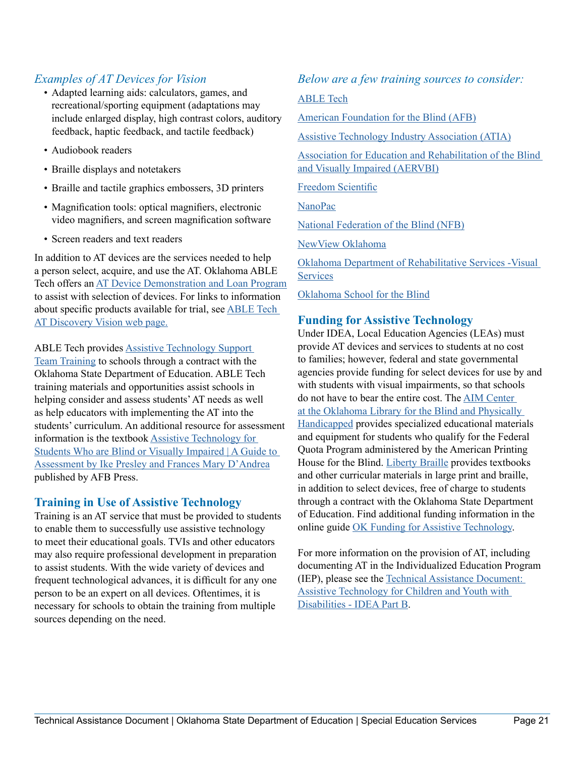### *Examples of AT Devices for Vision*

- Adapted learning aids: calculators, games, and recreational/sporting equipment (adaptations may include enlarged display, high contrast colors, auditory feedback, haptic feedback, and tactile feedback)
- Audiobook readers
- Braille displays and notetakers
- Braille and tactile graphics embossers, 3D printers
- Magnification tools: optical magnifiers, electronic video magnifiers, and screen magnification software
- Screen readers and text readers

In addition to AT devices are the services needed to help a person select, acquire, and use the AT. Oklahoma ABLE Tech offers an AT Device Demonstration and Loan Program to assist with selection of devices. For links to information about specific products available for trial, see ABLE Tech AT Discovery Vision web page.

ABLE Tech provides Assistive Technology Support Team Training to schools through a contract with the Oklahoma State Department of Education. ABLE Tech training materials and opportunities assist schools in helping consider and assess students' AT needs as well as help educators with implementing the AT into the students' curriculum. An additional resource for assessment information is the textbook Assistive Technology for Students Who are Blind or Visually Impaired | A Guide to Assessment by Ike Presley and Frances Mary D'Andrea published by AFB Press.

## Training in Use of Assistive Technology

Training is an AT service that must be provided to students to enable them to successfully use assistive technology to meet their educational goals. TVIs and other educators may also require professional development in preparation to assist students. With the wide variety of devices and frequent technological advances, it is difficult for any one person to be an expert on all devices. Oftentimes, it is necessary for schools to obtain the training from multiple sources depending on the need.

### *Below are a few training sources to consider:*

ABLE Tech

American Foundation for the Blind (AFB)

Assistive Technology Industry Association (ATIA)

Association for Education and Rehabilitation of the Blind and Visually Impaired (AERVBI)

Freedom Scientific

NanoPac

National Federation of the Blind (NFB)

NewView Oklahoma

Oklahoma Department of Rehabilitative Services -Visual Services

Oklahoma School for the Blind

## Funding for Assistive Technology

Under IDEA, Local Education Agencies (LEAs) must provide AT devices and services to students at no cost to families; however, federal and state governmental agencies provide funding for select devices for use by and with students with visual impairments, so that schools do not have to bear the entire cost. The AIM Center at the Oklahoma Library for the Blind and Physically Handicapped provides specialized educational materials and equipment for students who qualify for the Federal Quota Program administered by the American Printing House for the Blind. Liberty Braille provides textbooks and other curricular materials in large print and braille, in addition to select devices, free of charge to students through a contract with the Oklahoma State Department of Education. Find additional funding information in the online guide OK Funding for Assistive Technology.

For more information on the provision of AT, including documenting AT in the Individualized Education Program (IEP), please see the Technical Assistance Document: Assistive Technology for Children and Youth with Disabilities - IDEA Part B.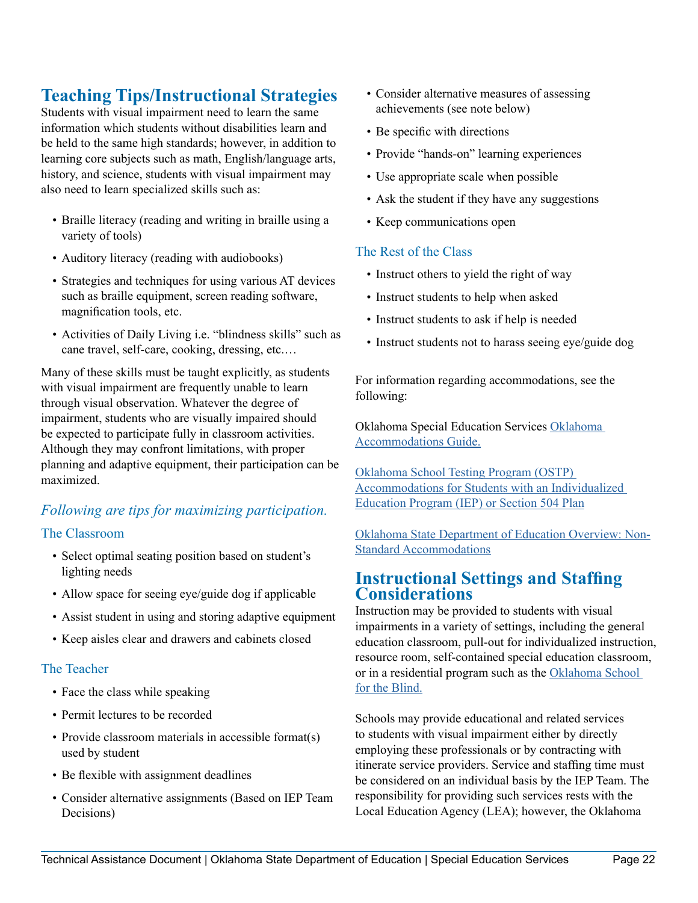## Teaching Tips/Instructional Strategies

Students with visual impairment need to learn the same information which students without disabilities learn and be held to the same high standards; however, in addition to learning core subjects such as math, English/language arts, history, and science, students with visual impairment may also need to learn specialized skills such as:

- Braille literacy (reading and writing in braille using a variety of tools)
- Auditory literacy (reading with audiobooks)
- Strategies and techniques for using various AT devices such as braille equipment, screen reading software, magnification tools, etc.
- Activities of Daily Living i.e. "blindness skills" such as cane travel, self-care, cooking, dressing, etc.…

Many of these skills must be taught explicitly, as students with visual impairment are frequently unable to learn through visual observation. Whatever the degree of impairment, students who are visually impaired should be expected to participate fully in classroom activities. Although they may confront limitations, with proper planning and adaptive equipment, their participation can be maximized.

### *Following are tips for maximizing participation.*

#### The Classroom

- Select optimal seating position based on student's lighting needs
- Allow space for seeing eye/guide dog if applicable
- Assist student in using and storing adaptive equipment
- Keep aisles clear and drawers and cabinets closed

#### The Teacher

- Face the class while speaking
- Permit lectures to be recorded
- Provide classroom materials in accessible format(s) used by student
- Be flexible with assignment deadlines
- Consider alternative assignments (Based on IEP Team Decisions)
- Consider alternative measures of assessing achievements (see note below)
- Be specific with directions
- Provide "hands-on" learning experiences
- Use appropriate scale when possible
- Ask the student if they have any suggestions
- Keep communications open

#### The Rest of the Class

- Instruct others to yield the right of way
- Instruct students to help when asked
- Instruct students to ask if help is needed
- Instruct students not to harass seeing eye/guide dog

For information regarding accommodations, see the following:

Oklahoma Special Education Services [Oklahoma Accommodations Guide.]

[Oklahoma School Testing Program (OSTP) Accommodations for Students with an Individualized Education Program (IEP) or Section 504 Plan]

[Oklahoma State Department of Education Overview: Non-Standard Accommodations]

## Instructional Settings and Staffing Considerations

Instruction may be provided to students with visual impairments in a variety of settings, including the general education classroom, pull-out for individualized instruction, resource room, self-contained special education classroom, or in a residential program such as the [Oklahoma School for the Blind.]

Schools may provide educational and related services to students with visual impairment either by directly employing these professionals or by contracting with itinerate service providers. Service and staffing time must be considered on an individual basis by the IEP Team. The responsibility for providing such services rests with the Local Education Agency (LEA); however, the Oklahoma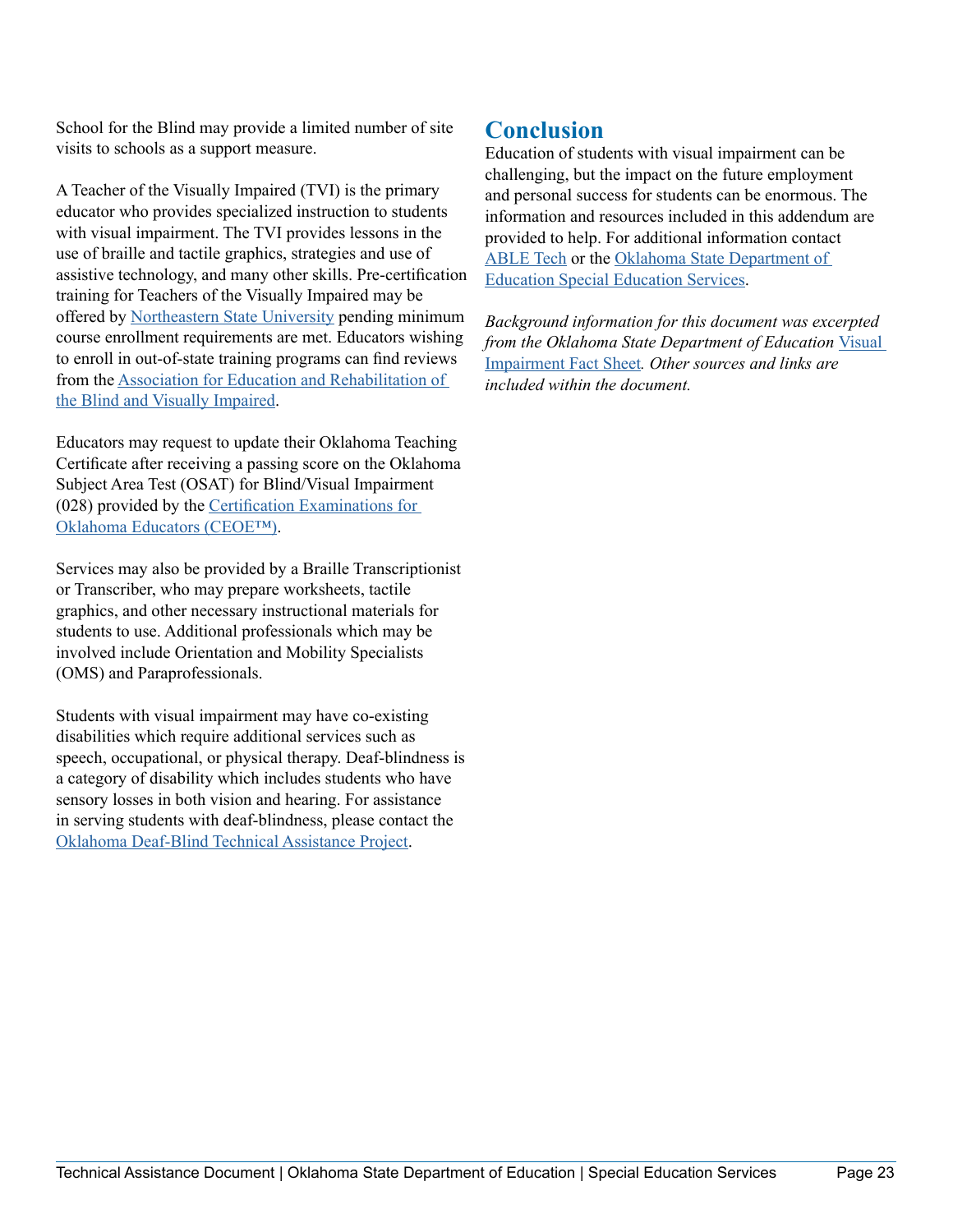School for the Blind may provide a limited number of site visits to schools as a support measure.

A Teacher of the Visually Impaired (TVI) is the primary educator who provides specialized instruction to students with visual impairment. The TVI provides lessons in the use of braille and tactile graphics, strategies and use of assistive technology, and many other skills. Pre-certification training for Teachers of the Visually Impaired may be offered by Northeastern State University pending minimum course enrollment requirements are met. Educators wishing to enroll in out-of-state training programs can find reviews from the Association for Education and Rehabilitation of the Blind and Visually Impaired.

Educators may request to update their Oklahoma Teaching Certificate after receiving a passing score on the Oklahoma Subject Area Test (OSAT) for Blind/Visual Impairment (028) provided by the Certification Examinations for Oklahoma Educators (CEOE™).

Services may also be provided by a Braille Transcriptionist or Transcriber, who may prepare worksheets, tactile graphics, and other necessary instructional materials for students to use. Additional professionals which may be involved include Orientation and Mobility Specialists (OMS) and Paraprofessionals.

Students with visual impairment may have co-existing disabilities which require additional services such as speech, occupational, or physical therapy. Deaf-blindness is a category of disability which includes students who have sensory losses in both vision and hearing. For assistance in serving students with deaf-blindness, please contact the Oklahoma Deaf-Blind Technical Assistance Project.

## Conclusion

Education of students with visual impairment can be challenging, but the impact on the future employment and personal success for students can be enormous. The information and resources included in this addendum are provided to help. For additional information contact ABLE Tech or the Oklahoma State Department of Education Special Education Services.

*Background information for this document was excerpted from the Oklahoma State Department of Education Visual Impairment Fact Sheet. Other sources and links are included within the document.*